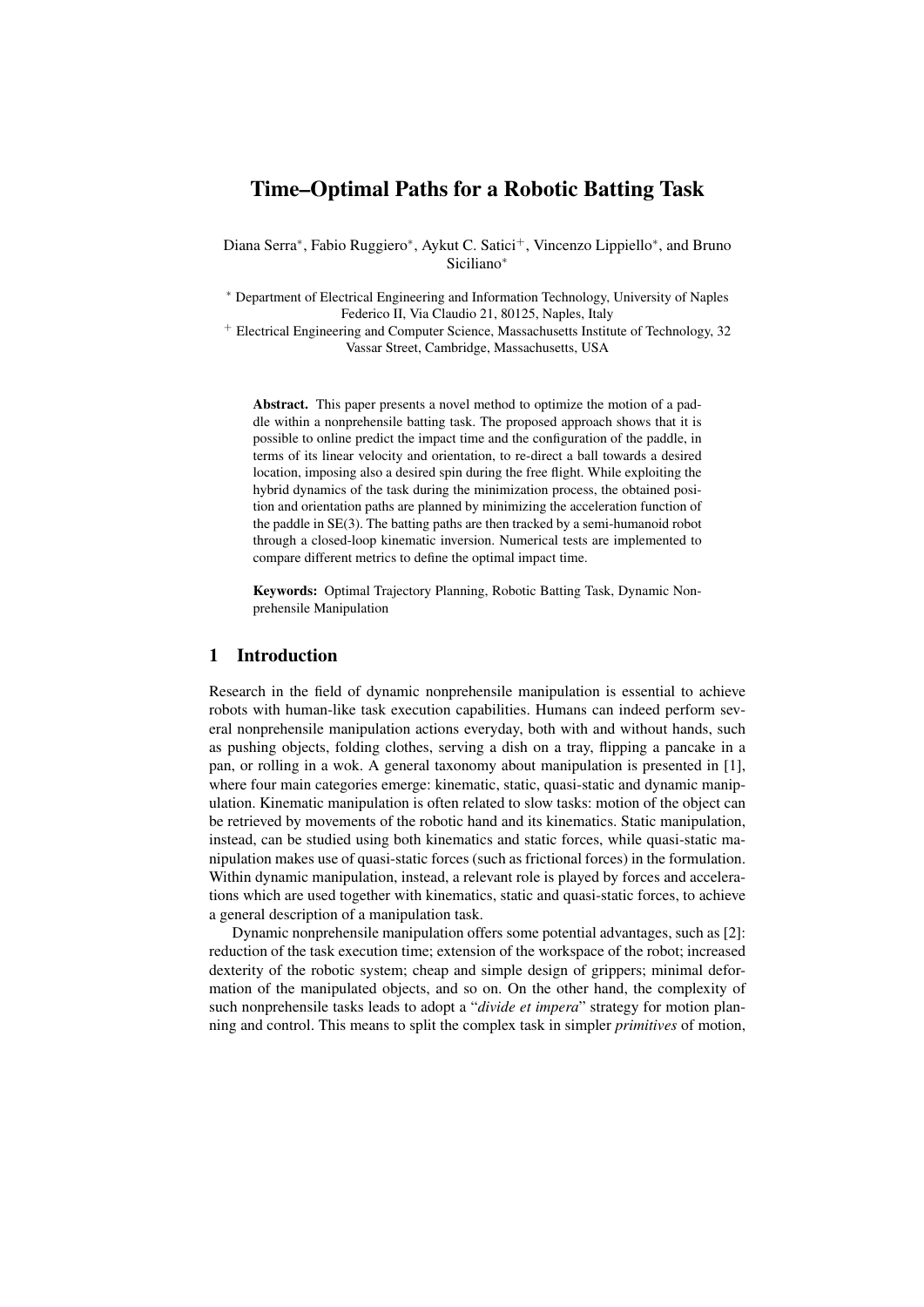# Time–Optimal Paths for a Robotic Batting Task

Diana Serra[*], Fabio Ruggiero[*], Aykut C. Satici[+], Vincenzo Lippiello[*], and Bruno Siciliano[*]

[*] Department of Electrical Engineering and Information Technology, University of Naples Federico II, Via Claudio 21, 80125, Naples, Italy

[+] Electrical Engineering and Computer Science, Massachusetts Institute of Technology, 32 Vassar Street, Cambridge, Massachusetts, USA

**Abstract.** This paper presents a novel method to optimize the motion of a paddle within a nonprehensile batting task. The proposed approach shows that it is possible to online predict the impact time and the configuration of the paddle, in terms of its linear velocity and orientation, to re-direct a ball towards a desired location, imposing also a desired spin during the free flight. While exploiting the hybrid dynamics of the task during the minimization process, the obtained position and orientation paths are planned by minimizing the acceleration function of the paddle in SE(3). The batting paths are then tracked by a semi-humanoid robot through a closed-loop kinematic inversion. Numerical tests are implemented to compare different metrics to define the optimal impact time.

**Keywords:** Optimal Trajectory Planning, Robotic Batting Task, Dynamic Nonprehensile Manipulation

## 1 Introduction

Research in the field of dynamic nonprehensile manipulation is essential to achieve robots with human-like task execution capabilities. Humans can indeed perform several nonprehensile manipulation actions everyday, both with and without hands, such as pushing objects, folding clothes, serving a dish on a tray, flipping a pancake in a pan, or rolling in a wok. A general taxonomy about manipulation is presented in [1], where four main categories emerge: kinematic, static, quasi-static and dynamic manipulation. Kinematic manipulation is often related to slow tasks: motion of the object can be retrieved by movements of the robotic hand and its kinematics. Static manipulation, instead, can be studied using both kinematics and static forces, while quasi-static manipulation makes use of quasi-static forces (such as frictional forces) in the formulation. Within dynamic manipulation, instead, a relevant role is played by forces and accelerations which are used together with kinematics, static and quasi-static forces, to achieve a general description of a manipulation task.

Dynamic nonprehensile manipulation offers some potential advantages, such as [2]: reduction of the task execution time; extension of the workspace of the robot; increased dexterity of the robotic system; cheap and simple design of grippers; minimal deformation of the manipulated objects, and so on. On the other hand, the complexity of such nonprehensile tasks leads to adopt a "*divide et impera*" strategy for motion planning and control. This means to split the complex task in simpler *primitives* of motion,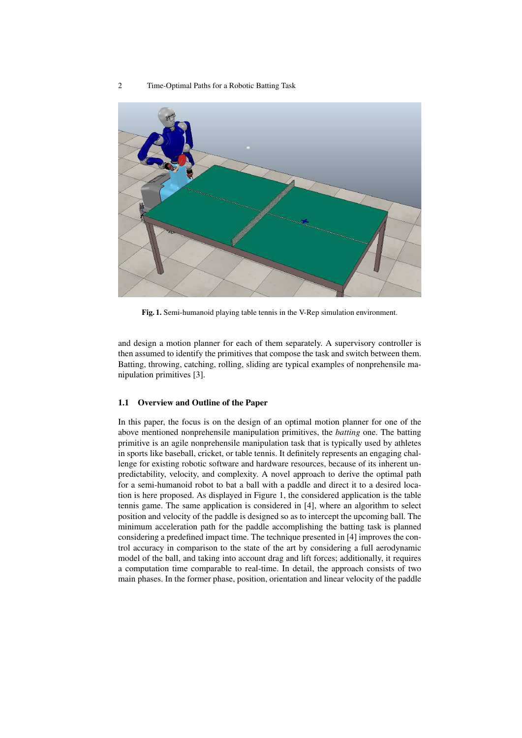**Fig. 1.** Semi-humanoid playing table tennis in the V-Rep simulation environment.

and design a motion planner for each of them separately. A supervisory controller is then assumed to identify the primitives that compose the task and switch between them. Batting, throwing, catching, rolling, sliding are typical examples of nonprehensile manipulation primitives [3].

### 1.1 Overview and Outline of the Paper

In this paper, the focus is on the design of an optimal motion planner for one of the above mentioned nonprehensile manipulation primitives, the *batting* one. The batting primitive is an agile nonprehensile manipulation task that is typically used by athletes in sports like baseball, cricket, or table tennis. It definitely represents an engaging challenge for existing robotic software and hardware resources, because of its inherent unpredictability, velocity, and complexity. A novel approach to derive the optimal path for a semi-humanoid robot to bat a ball with a paddle and direct it to a desired location is here proposed. As displayed in Figure 1, the considered application is the table tennis game. The same application is considered in [4], where an algorithm to select position and velocity of the paddle is designed so as to intercept the upcoming ball. The minimum acceleration path for the paddle accomplishing the batting task is planned considering a predefined impact time. The technique presented in [4] improves the control accuracy in comparison to the state of the art by considering a full aerodynamic model of the ball, and taking into account drag and lift forces; additionally, it requires a computation time comparable to real-time. In detail, the approach consists of two main phases. In the former phase, position, orientation and linear velocity of the paddle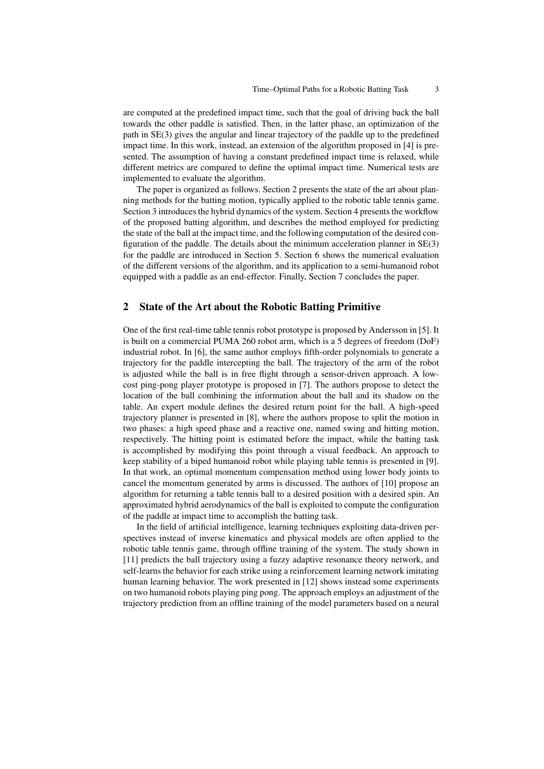are computed at the predefined impact time, such that the goal of driving back the ball towards the other paddle is satisfied. Then, in the latter phase, an optimization of the path in SE(3) gives the angular and linear trajectory of the paddle up to the predefined impact time. In this work, instead, an extension of the algorithm proposed in [4] is presented. The assumption of having a constant predefined impact time is relaxed, while different metrics are compared to define the optimal impact time. Numerical tests are implemented to evaluate the algorithm.

The paper is organized as follows. Section 2 presents the state of the art about planning methods for the batting motion, typically applied to the robotic table tennis game. Section 3 introduces the hybrid dynamics of the system. Section 4 presents the workflow of the proposed batting algorithm, and describes the method employed for predicting the state of the ball at the impact time, and the following computation of the desired configuration of the paddle. The details about the minimum acceleration planner in SE(3) for the paddle are introduced in Section 5. Section 6 shows the numerical evaluation of the different versions of the algorithm, and its application to a semi-humanoid robot equipped with a paddle as an end-effector. Finally, Section 7 concludes the paper.

## 2 State of the Art about the Robotic Batting Primitive

One of the first real-time table tennis robot prototype is proposed by Andersson in [5]. It is built on a commercial PUMA 260 robot arm, which is a 5 degrees of freedom (DoF) industrial robot. In [6], the same author employs fifth-order polynomials to generate a trajectory for the paddle intercepting the ball. The trajectory of the arm of the robot is adjusted while the ball is in free flight through a sensor-driven approach. A low-cost ping-pong player prototype is proposed in [7]. The authors propose to detect the location of the ball combining the information about the ball and its shadow on the table. An expert module defines the desired return point for the ball. A high-speed trajectory planner is presented in [8], where the authors propose to split the motion in two phases: a high speed phase and a reactive one, named swing and hitting motion, respectively. The hitting point is estimated before the impact, while the batting task is accomplished by modifying this point through a visual feedback. An approach to keep stability of a biped humanoid robot while playing table tennis is presented in [9]. In that work, an optimal momentum compensation method using lower body joints to cancel the momentum generated by arms is discussed. The authors of [10] propose an algorithm for returning a table tennis ball to a desired position with a desired spin. An approximated hybrid aerodynamics of the ball is exploited to compute the configuration of the paddle at impact time to accomplish the batting task.

In the field of artificial intelligence, learning techniques exploiting data-driven perspectives instead of inverse kinematics and physical models are often applied to the robotic table tennis game, through offline training of the system. The study shown in [11] predicts the ball trajectory using a fuzzy adaptive resonance theory network, and self-learns the behavior for each strike using a reinforcement learning network imitating human learning behavior. The work presented in [12] shows instead some experiments on two humanoid robots playing ping pong. The approach employs an adjustment of the trajectory prediction from an offline training of the model parameters based on a neural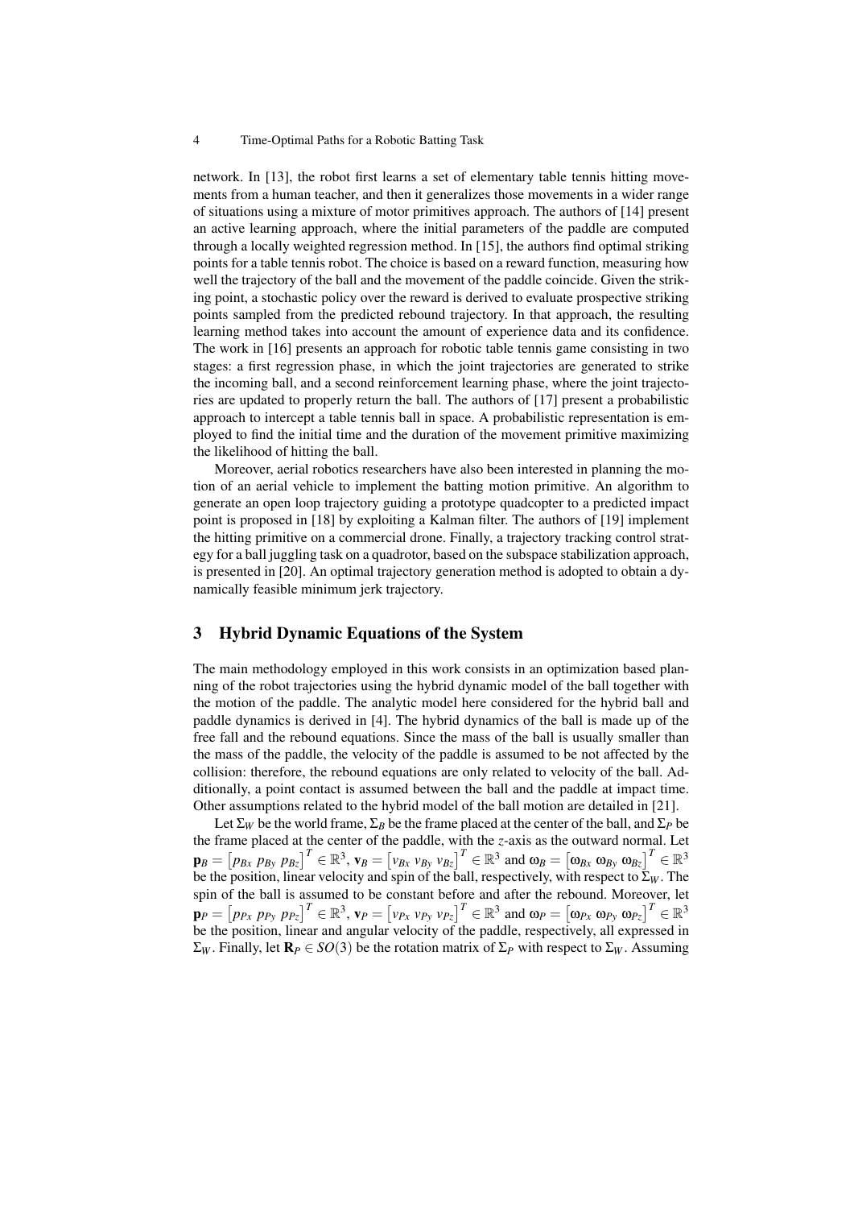network. In [13], the robot first learns a set of elementary table tennis hitting movements from a human teacher, and then it generalizes those movements in a wider range of situations using a mixture of motor primitives approach. The authors of [14] present an active learning approach, where the initial parameters of the paddle are computed through a locally weighted regression method. In [15], the authors find optimal striking points for a table tennis robot. The choice is based on a reward function, measuring how well the trajectory of the ball and the movement of the paddle coincide. Given the striking point, a stochastic policy over the reward is derived to evaluate prospective striking points sampled from the predicted rebound trajectory. In that approach, the resulting learning method takes into account the amount of experience data and its confidence. The work in [16] presents an approach for robotic table tennis game consisting in two stages: a first regression phase, in which the joint trajectories are generated to strike the incoming ball, and a second reinforcement learning phase, where the joint trajectories are updated to properly return the ball. The authors of [17] present a probabilistic approach to intercept a table tennis ball in space. A probabilistic representation is employed to find the initial time and the duration of the movement primitive maximizing the likelihood of hitting the ball.

Moreover, aerial robotics researchers have also been interested in planning the motion of an aerial vehicle to implement the batting motion primitive. An algorithm to generate an open loop trajectory guiding a prototype quadcopter to a predicted impact point is proposed in [18] by exploiting a Kalman filter. The authors of [19] implement the hitting primitive on a commercial drone. Finally, a trajectory tracking control strategy for a ball juggling task on a quadrotor, based on the subspace stabilization approach, is presented in [20]. An optimal trajectory generation method is adopted to obtain a dynamically feasible minimum jerk trajectory.

## 3 Hybrid Dynamic Equations of the System

The main methodology employed in this work consists in an optimization based planning of the robot trajectories using the hybrid dynamic model of the ball together with the motion of the paddle. The analytic model here considered for the hybrid ball and paddle dynamics is derived in [4]. The hybrid dynamics of the ball is made up of the free fall and the rebound equations. Since the mass of the ball is usually smaller than the mass of the paddle, the velocity of the paddle is assumed to be not affected by the collision: therefore, the rebound equations are only related to velocity of the ball. Additionally, a point contact is assumed between the ball and the paddle at impact time. Other assumptions related to the hybrid model of the ball motion are detailed in [21].

Let $\Sigma_W$ be the world frame, $\Sigma_B$ be the frame placed at the center of the ball, and $\Sigma_P$ be the frame placed at the center of the paddle, with the $z$-axis as the outward normal. Let $\mathbf{p}_B = \begin{bmatrix} p_{Bx} \; p_{By} \; p_{Bz} \end{bmatrix}^T \in \mathbb{R}^3$, $\mathbf{v}_B = \begin{bmatrix} v_{Bx} \; v_{By} \; v_{Bz} \end{bmatrix}^T \in \mathbb{R}^3$ and $\omega_B = \begin{bmatrix} \omega_{Bx} \; \omega_{By} \; \omega_{Bz} \end{bmatrix}^T \in \mathbb{R}^3$ be the position, linear velocity and spin of the ball, respectively, with respect to $\Sigma_W$. The spin of the ball is assumed to be constant before and after the rebound. Moreover, let $\mathbf{p}_P = \begin{bmatrix} p_{Px} \; p_{Py} \; p_{Pz} \end{bmatrix}^T \in \mathbb{R}^3$, $\mathbf{v}_P = \begin{bmatrix} v_{Px} \; v_{Py} \; v_{Pz} \end{bmatrix}^T \in \mathbb{R}^3$ and $\omega_P = \begin{bmatrix} \omega_{Px} \; \omega_{Py} \; \omega_{Pz} \end{bmatrix}^T \in \mathbb{R}^3$ be the position, linear and angular velocity of the paddle, respectively, all expressed in $\Sigma_W$. Finally, let $\mathbf{R}_P \in SO(3)$ be the rotation matrix of $\Sigma_P$ with respect to $\Sigma_W$. Assuming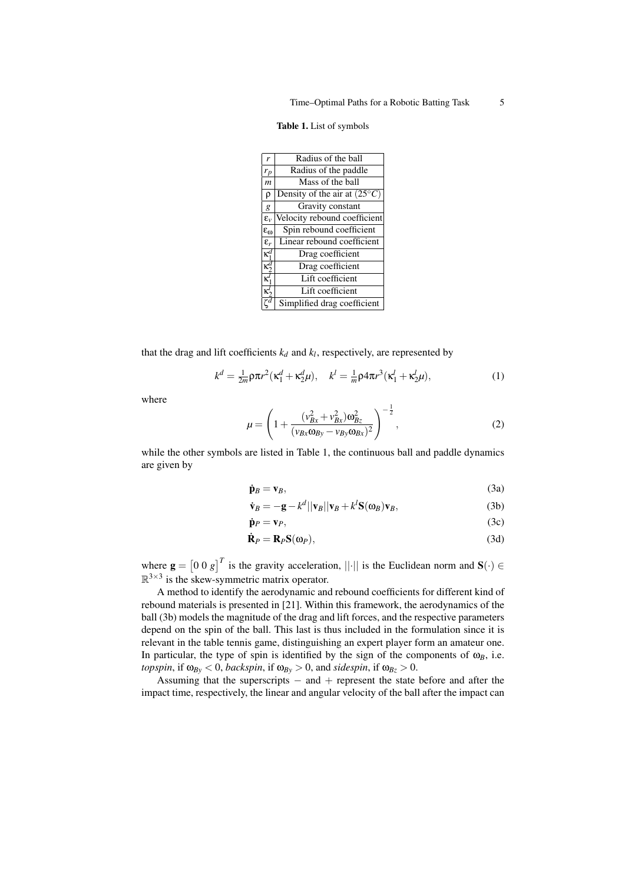**Table 1.** List of symbols

| Symbol | Description |
|---|---|
| $r$ | Radius of the ball |
| $r_p$ | Radius of the paddle |
| $m$ | Mass of the ball |
| $\rho$ | Density of the air at $(25^\circ C)$ |
| $g$ | Gravity constant |
| $\varepsilon_v$ | Velocity rebound coefficient |
| $\varepsilon_\omega$ | Spin rebound coefficient |
| $\varepsilon_r$ | Linear rebound coefficient |
| $\kappa_1^d$ | Drag coefficient |
| $\kappa_2^d$ | Drag coefficient |
| $\kappa_1^l$ | Lift coefficient |
| $\kappa_2^l$ | Lift coefficient |
| $\zeta^d$ | Simplified drag coefficient |

that the drag and lift coefficients $k_d$ and $k_l$, respectively, are represented by

$$k^d = \tfrac{1}{2m}\rho\pi r^2(\kappa_1^d + \kappa_2^d\mu), \quad k^l = \tfrac{1}{m}\rho 4\pi r^3(\kappa_1^l + \kappa_2^l\mu), \tag{1}$$

where

$$\mu = \left(1 + \frac{(v_{Bx}^2 + v_{Bx}^2)\omega_{Bz}^2}{(v_{Bx}\omega_{By} - v_{By}\omega_{Bx})^2}\right)^{-\frac{1}{2}}, \tag{2}$$

while the other symbols are listed in Table 1, the continuous ball and paddle dynamics are given by

$$\dot{\mathbf{p}}_B = \mathbf{v}_B, \tag{3a}$$

$$\dot{\mathbf{v}}_B = -\mathbf{g} - k^d||\mathbf{v}_B||\mathbf{v}_B + k^l\mathbf{S}(\omega_B)\mathbf{v}_B, \tag{3b}$$

$$\dot{\mathbf{p}}_P = \mathbf{v}_P, \tag{3c}$$

$$\dot{\mathbf{R}}_P = \mathbf{R}_P\mathbf{S}(\omega_P), \tag{3d}$$

where $\mathbf{g} = \begin{bmatrix}0 \; 0 \; g\end{bmatrix}^T$ is the gravity acceleration, $||\cdot||$ is the Euclidean norm and $\mathbf{S}(\cdot) \in \mathbb{R}^{3\times 3}$ is the skew-symmetric matrix operator.

A method to identify the aerodynamic and rebound coefficients for different kind of rebound materials is presented in [21]. Within this framework, the aerodynamics of the ball (3b) models the magnitude of the drag and lift forces, and the respective parameters depend on the spin of the ball. This last is thus included in the formulation since it is relevant in the table tennis game, distinguishing an expert player form an amateur one. In particular, the type of spin is identified by the sign of the components of $\omega_B$, i.e. *topspin*, if $\omega_{By} < 0$, *backspin*, if $\omega_{By} > 0$, and *sidespin*, if $\omega_{Bz} > 0$.

Assuming that the superscripts $-$ and $+$ represent the state before and after the impact time, respectively, the linear and angular velocity of the ball after the impact can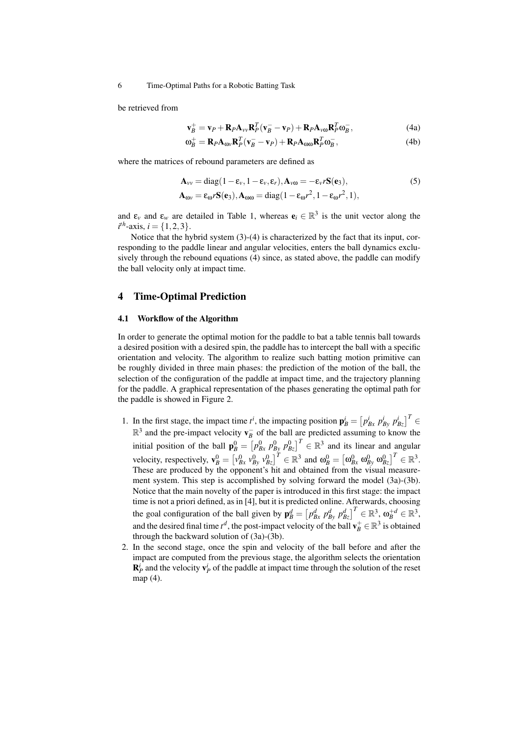be retrieved from

$$\mathbf{v}_B^+ = \mathbf{v}_P + \mathbf{R}_P \mathbf{A}_{vv} \mathbf{R}_P^T (\mathbf{v}_B^- - \mathbf{v}_P) + \mathbf{R}_P \mathbf{A}_{v\omega} \mathbf{R}_P^T \boldsymbol{\omega}_B^-, \tag{4a}$$

$$\boldsymbol{\omega}_B^+ = \mathbf{R}_P \mathbf{A}_{\omega v} \mathbf{R}_P^T (\mathbf{v}_B^- - \mathbf{v}_P) + \mathbf{R}_P \mathbf{A}_{\omega\omega} \mathbf{R}_P^T \boldsymbol{\omega}_B^-, \tag{4b}$$

where the matrices of rebound parameters are defined as

$$\begin{aligned} \mathbf{A}_{vv} &= \mathrm{diag}(1-\varepsilon_v, 1-\varepsilon_v, \varepsilon_r), \mathbf{A}_{v\omega} = -\varepsilon_v r \mathbf{S}(\mathbf{e}_3), \\ \mathbf{A}_{\omega v} &= \varepsilon_\omega r \mathbf{S}(\mathbf{e}_3), \mathbf{A}_{\omega\omega} = \mathrm{diag}(1-\varepsilon_\omega r^2, 1-\varepsilon_\omega r^2, 1), \end{aligned} \tag{5}$$

and $\varepsilon_v$ and $\varepsilon_w$ are detailed in Table 1, whereas $\mathbf{e}_i \in \mathbb{R}^3$ is the unit vector along the $i^{th}$-axis, $i = \{1, 2, 3\}$.

Notice that the hybrid system (3)-(4) is characterized by the fact that its input, corresponding to the paddle linear and angular velocities, enters the ball dynamics exclusively through the rebound equations (4) since, as stated above, the paddle can modify the ball velocity only at impact time.

## 4 Time-Optimal Prediction

### 4.1 Workflow of the Algorithm

In order to generate the optimal motion for the paddle to bat a table tennis ball towards a desired position with a desired spin, the paddle has to intercept the ball with a specific orientation and velocity. The algorithm to realize such batting motion primitive can be roughly divided in three main phases: the prediction of the motion of the ball, the selection of the configuration of the paddle at impact time, and the trajectory planning for the paddle. A graphical representation of the phases generating the optimal path for the paddle is showed in Figure 2.

1. In the first stage, the impact time $t^i$, the impacting position $\mathbf{p}_B^i = \begin{bmatrix} p_{Bx}^i \ p_{By}^i \ p_{Bz}^i \end{bmatrix}^T \in \mathbb{R}^3$ and the pre-impact velocity $\mathbf{v}_B^-$ of the ball are predicted assuming to know the initial position of the ball $\mathbf{p}_B^0 = \begin{bmatrix} p_{Bx}^0 \ p_{By}^0 \ p_{Bz}^0 \end{bmatrix}^T \in \mathbb{R}^3$ and its linear and angular velocity, respectively, $\mathbf{v}_B^0 = \begin{bmatrix} v_{Bx}^0 \ v_{By}^0 \ v_{Bz}^0 \end{bmatrix}^T \in \mathbb{R}^3$ and $\boldsymbol{\omega}_B^0 = \begin{bmatrix} \omega_{Bx}^0 \ \omega_{By}^0 \ \omega_{Bz}^0 \end{bmatrix}^T \in \mathbb{R}^3$. These are produced by the opponent's hit and obtained from the visual measurement system. This step is accomplished by solving forward the model (3a)-(3b). Notice that the main novelty of the paper is introduced in this first stage: the impact time is not a priori defined, as in [4], but it is predicted online. Afterwards, choosing the goal configuration of the ball given by $\mathbf{p}_B^d = \begin{bmatrix} p_{Bx}^d \ p_{By}^d \ p_{Bz}^d \end{bmatrix}^T \in \mathbb{R}^3$, $\boldsymbol{\omega}_B^{+d} \in \mathbb{R}^3$, and the desired final time $t^d$, the post-impact velocity of the ball $\mathbf{v}_B^+ \in \mathbb{R}^3$ is obtained through the backward solution of (3a)-(3b).
2. In the second stage, once the spin and velocity of the ball before and after the impact are computed from the previous stage, the algorithm selects the orientation $\mathbf{R}_P^i$ and the velocity $\mathbf{v}_P^i$ of the paddle at impact time through the solution of the reset map (4).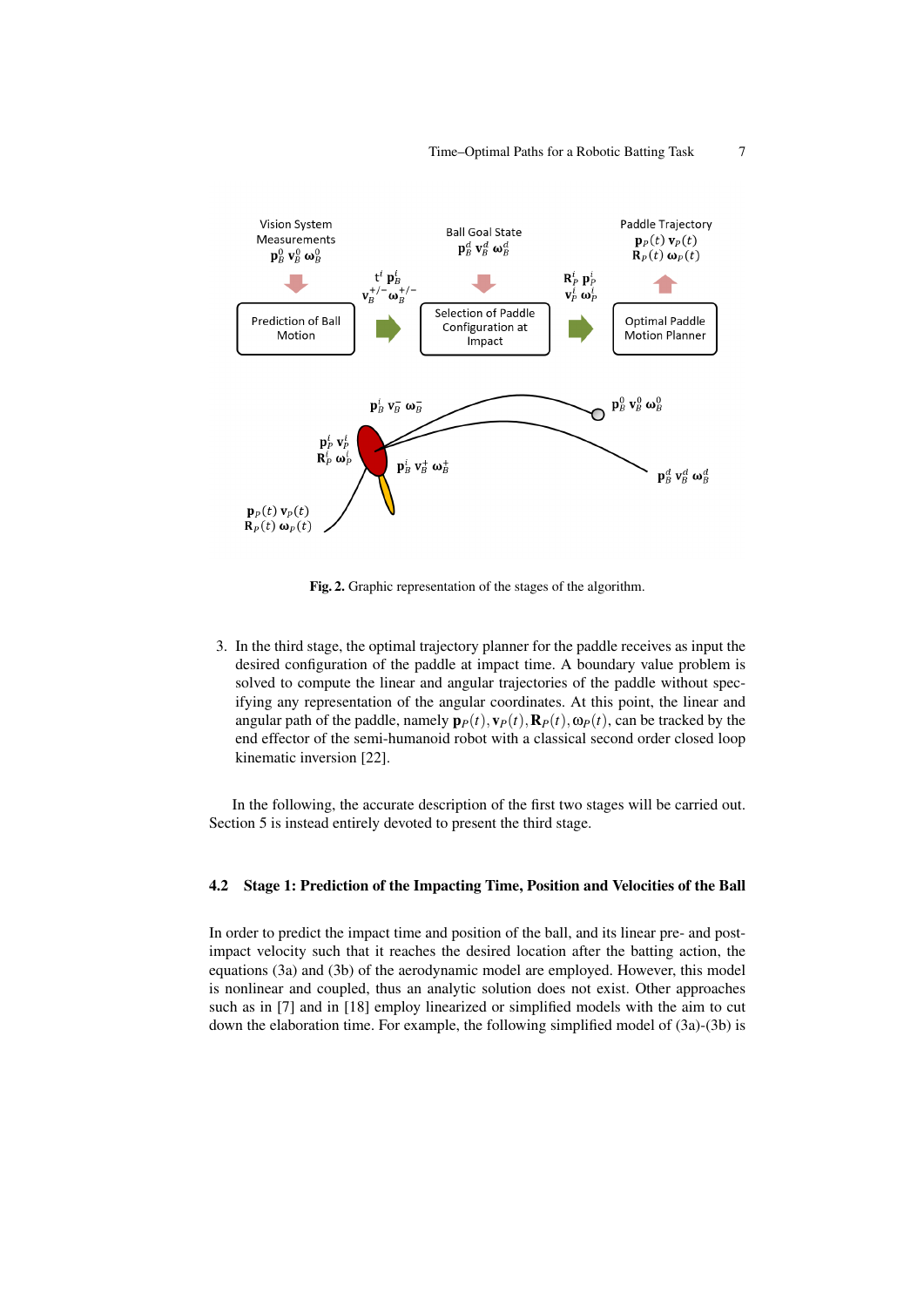Fig. 2. Graphic representation of the stages of the algorithm.

3. In the third stage, the optimal trajectory planner for the paddle receives as input the desired configuration of the paddle at impact time. A boundary value problem is solved to compute the linear and angular trajectories of the paddle without specifying any representation of the angular coordinates. At this point, the linear and angular path of the paddle, namely $\mathbf{p}_P(t), \mathbf{v}_P(t), \mathbf{R}_P(t), \omega_P(t)$, can be tracked by the end effector of the semi-humanoid robot with a classical second order closed loop kinematic inversion [22].

In the following, the accurate description of the first two stages will be carried out. Section 5 is instead entirely devoted to present the third stage.

### 4.2 Stage 1: Prediction of the Impacting Time, Position and Velocities of the Ball

In order to predict the impact time and position of the ball, and its linear pre- and post-impact velocity such that it reaches the desired location after the batting action, the equations (3a) and (3b) of the aerodynamic model are employed. However, this model is nonlinear and coupled, thus an analytic solution does not exist. Other approaches such as in [7] and in [18] employ linearized or simplified models with the aim to cut down the elaboration time. For example, the following simplified model of (3a)-(3b) is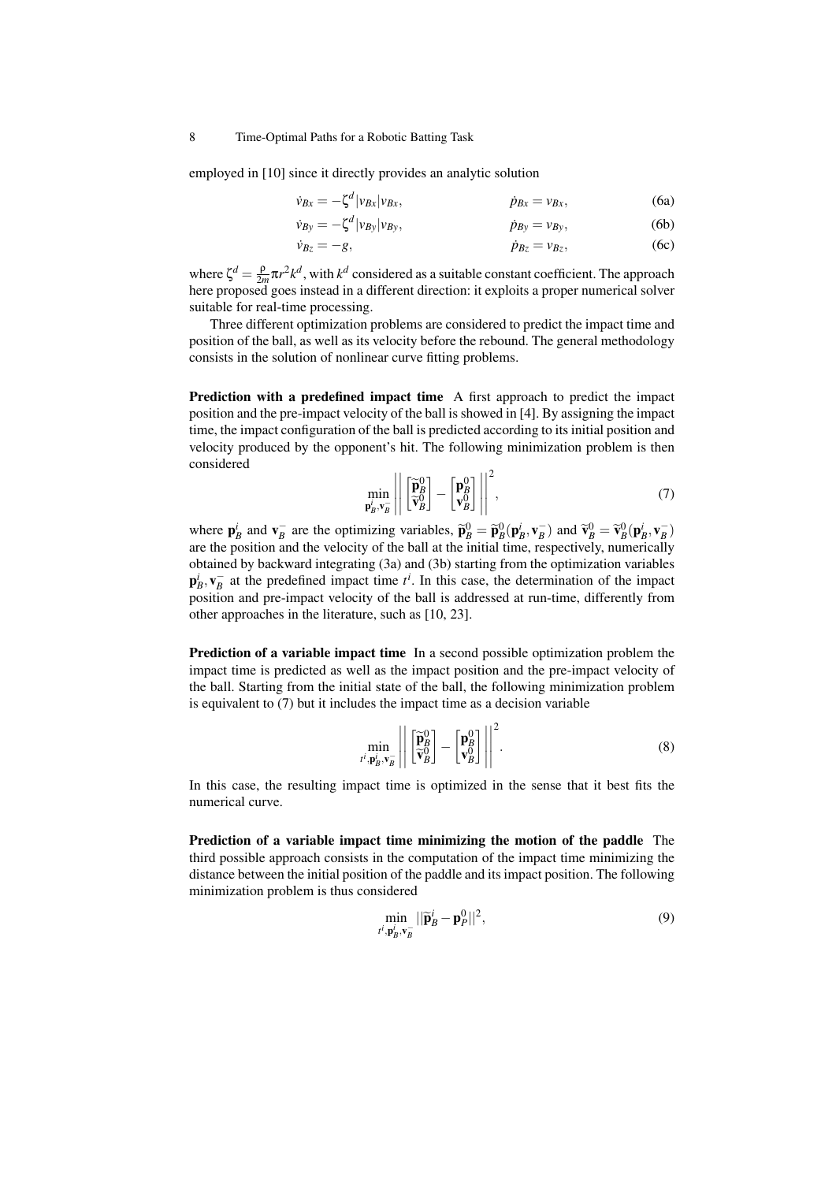employed in [10] since it directly provides an analytic solution

$$\dot{v}_{Bx} = -\zeta^d |v_{Bx}| v_{Bx}, \qquad \dot{p}_{Bx} = v_{Bx}, \tag{6a}$$

$$\dot{v}_{By} = -\zeta^d |v_{By}| v_{By}, \qquad \dot{p}_{By} = v_{By}, \tag{6b}$$

$$\dot{v}_{Bz} = -g, \qquad \dot{p}_{Bz} = v_{Bz}, \tag{6c}$$

where $\zeta^d = \frac{\rho}{2m}\pi r^2 k^d$, with $k^d$ considered as a suitable constant coefficient. The approach here proposed goes instead in a different direction: it exploits a proper numerical solver suitable for real-time processing.

Three different optimization problems are considered to predict the impact time and position of the ball, as well as its velocity before the rebound. The general methodology consists in the solution of nonlinear curve fitting problems.

**Prediction with a predefined impact time** A first approach to predict the impact position and the pre-impact velocity of the ball is showed in [4]. By assigning the impact time, the impact configuration of the ball is predicted according to its initial position and velocity produced by the opponent's hit. The following minimization problem is then considered

$$\min_{\mathbf{p}_B^i, \mathbf{v}_B^-} \left|\left| \begin{bmatrix} \widetilde{\mathbf{p}}_B^0 \\ \widetilde{\mathbf{v}}_B^0 \end{bmatrix} - \begin{bmatrix} \mathbf{p}_B^0 \\ \mathbf{v}_B^0 \end{bmatrix} \right|\right|^2, \tag{7}$$

where $\mathbf{p}_B^i$ and $\mathbf{v}_B^-$ are the optimizing variables, $\widetilde{\mathbf{p}}_B^0 = \widetilde{\mathbf{p}}_B^0(\mathbf{p}_B^i, \mathbf{v}_B^-)$ and $\widetilde{\mathbf{v}}_B^0 = \widetilde{\mathbf{v}}_B^0(\mathbf{p}_B^i, \mathbf{v}_B^-)$ are the position and the velocity of the ball at the initial time, respectively, numerically obtained by backward integrating (3a) and (3b) starting from the optimization variables $\mathbf{p}_B^i, \mathbf{v}_B^-$ at the predefined impact time $t^i$. In this case, the determination of the impact position and pre-impact velocity of the ball is addressed at run-time, differently from other approaches in the literature, such as [10, 23].

**Prediction of a variable impact time** In a second possible optimization problem the impact time is predicted as well as the impact position and the pre-impact velocity of the ball. Starting from the initial state of the ball, the following minimization problem is equivalent to (7) but it includes the impact time as a decision variable

$$\min_{t^i, \mathbf{p}_B^i, \mathbf{v}_B^-} \left|\left| \begin{bmatrix} \widetilde{\mathbf{p}}_B^0 \\ \widetilde{\mathbf{v}}_B^0 \end{bmatrix} - \begin{bmatrix} \mathbf{p}_B^0 \\ \mathbf{v}_B^0 \end{bmatrix} \right|\right|^2. \tag{8}$$

In this case, the resulting impact time is optimized in the sense that it best fits the numerical curve.

**Prediction of a variable impact time minimizing the motion of the paddle** The third possible approach consists in the computation of the impact time minimizing the distance between the initial position of the paddle and its impact position. The following minimization problem is thus considered

$$\min_{t^i, \mathbf{p}_B^i, \mathbf{v}_B^-} ||\widetilde{\mathbf{p}}_B^i - \mathbf{p}_P^0||^2, \tag{9}$$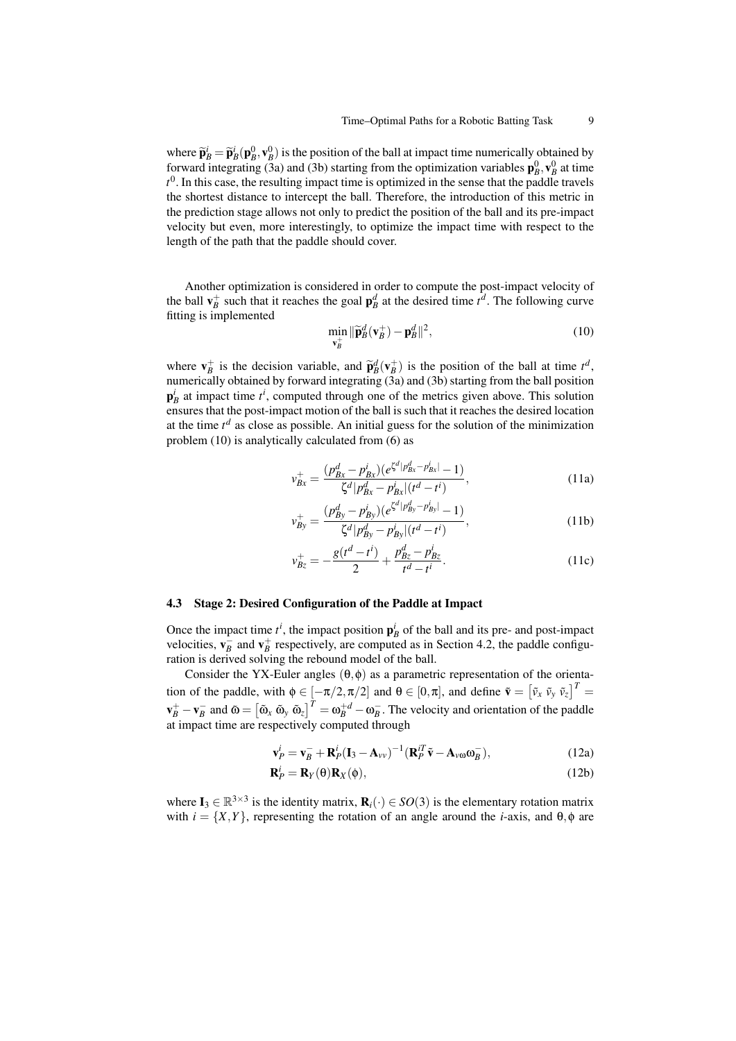where $\widetilde{\mathbf{p}}_B^i = \widetilde{\mathbf{p}}_B^i(\mathbf{p}_B^0, \mathbf{v}_B^0)$ is the position of the ball at impact time numerically obtained by forward integrating (3a) and (3b) starting from the optimization variables $\mathbf{p}_B^0, \mathbf{v}_B^0$ at time $t^0$. In this case, the resulting impact time is optimized in the sense that the paddle travels the shortest distance to intercept the ball. Therefore, the introduction of this metric in the prediction stage allows not only to predict the position of the ball and its pre-impact velocity but even, more interestingly, to optimize the impact time with respect to the length of the path that the paddle should cover.

Another optimization is considered in order to compute the post-impact velocity of the ball $\mathbf{v}_B^+$ such that it reaches the goal $\mathbf{p}_B^d$ at the desired time $t^d$. The following curve fitting is implemented

$$\min_{\mathbf{v}_B^+} \|\widetilde{\mathbf{p}}_B^d(\mathbf{v}_B^+) - \mathbf{p}_B^d\|^2, \tag{10}$$

where $\mathbf{v}_B^+$ is the decision variable, and $\widetilde{\mathbf{p}}_B^d(\mathbf{v}_B^+)$ is the position of the ball at time $t^d$, numerically obtained by forward integrating (3a) and (3b) starting from the ball position $\mathbf{p}_B^i$ at impact time $t^i$, computed through one of the metrics given above. This solution ensures that the post-impact motion of the ball is such that it reaches the desired location at the time $t^d$ as close as possible. An initial guess for the solution of the minimization problem (10) is analytically calculated from (6) as

$$v_{Bx}^+ = \frac{(p_{Bx}^d - p_{Bx}^i)(e^{\zeta^d |p_{Bx}^d - p_{Bx}^i|} - 1)}{\zeta^d |p_{Bx}^d - p_{Bx}^i|(t^d - t^i)}, \tag{11a}$$

$$v_{By}^+ = \frac{(p_{By}^d - p_{By}^i)(e^{\zeta^d |p_{By}^d - p_{By}^i|} - 1)}{\zeta^d |p_{By}^d - p_{By}^i|(t^d - t^i)}, \tag{11b}$$

$$v_{Bz}^+ = -\frac{g(t^d - t^i)}{2} + \frac{p_{Bz}^d - p_{Bz}^i}{t^d - t^i}. \tag{11c}$$

### 4.3 Stage 2: Desired Configuration of the Paddle at Impact

Once the impact time $t^i$, the impact position $\mathbf{p}_B^i$ of the ball and its pre- and post-impact velocities, $\mathbf{v}_B^-$ and $\mathbf{v}_B^+$ respectively, are computed as in Section 4.2, the paddle configuration is derived solving the rebound model of the ball.

Consider the YX-Euler angles $(\theta, \phi)$ as a parametric representation of the orientation of the paddle, with $\phi \in [-\pi/2, \pi/2]$ and $\theta \in [0, \pi]$, and define $\tilde{\mathbf{v}} = \begin{bmatrix}\tilde{v}_x \ \tilde{v}_y \ \tilde{v}_z\end{bmatrix}^T = \mathbf{v}_B^+ - \mathbf{v}_B^-$ and $\tilde{\omega} = \begin{bmatrix}\tilde{\omega}_x \ \tilde{\omega}_y \ \tilde{\omega}_z\end{bmatrix}^T = \omega_B^{+d} - \omega_B^-$. The velocity and orientation of the paddle at impact time are respectively computed through

$$\mathbf{v}_P^i = \mathbf{v}_B^- + \mathbf{R}_P^i(\mathbf{I}_3 - \mathbf{A}_{vv})^{-1}(\mathbf{R}_P^{iT}\tilde{\mathbf{v}} - \mathbf{A}_{v\omega}\omega_B^-), \tag{12a}$$

$$\mathbf{R}_P^i = \mathbf{R}_Y(\theta)\mathbf{R}_X(\phi), \tag{12b}$$

where $\mathbf{I}_3 \in \mathbb{R}^{3\times 3}$ is the identity matrix, $\mathbf{R}_i(\cdot) \in SO(3)$ is the elementary rotation matrix with $i = \{X, Y\}$, representing the rotation of an angle around the $i$-axis, and $\theta, \phi$ are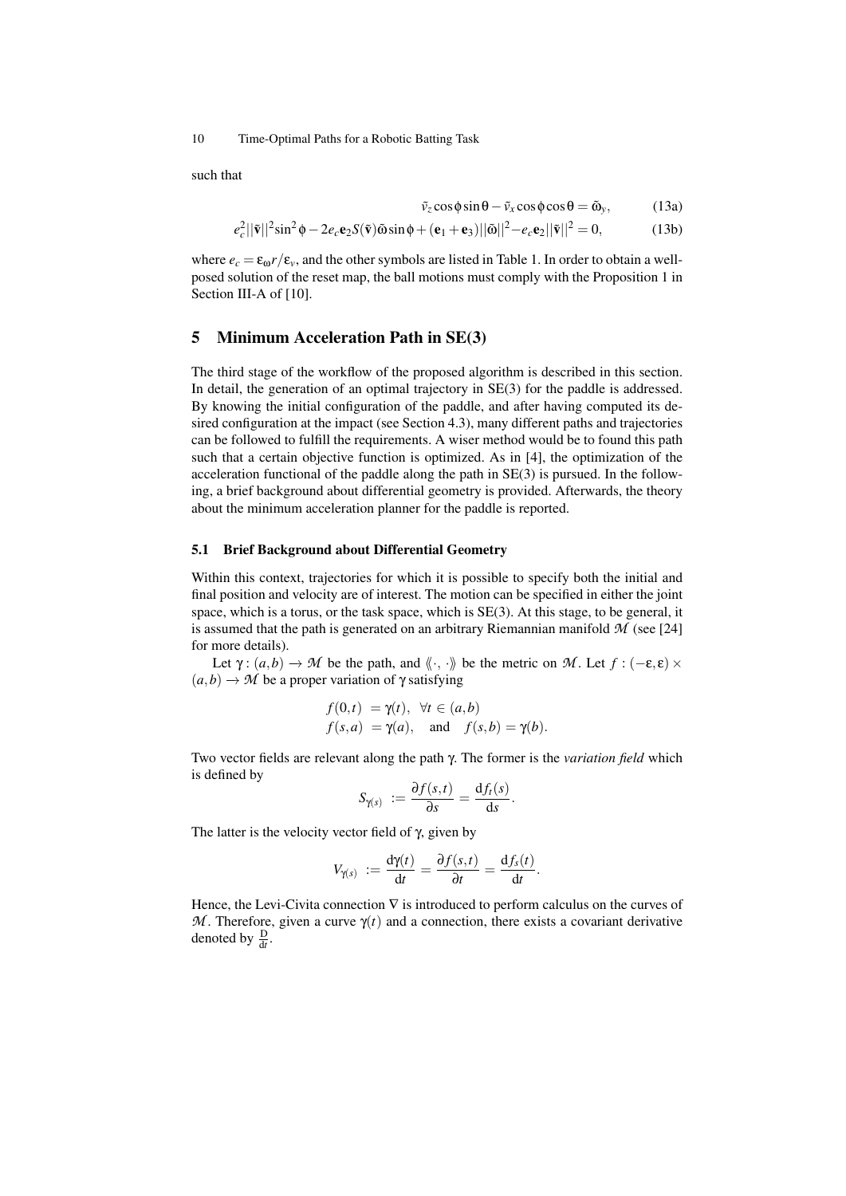such that

$$\tilde{v}_z \cos\phi \sin\theta - \tilde{v}_x \cos\phi \cos\theta = \tilde{\omega}_y, \tag{13a}$$

$$e_c^2 ||\tilde{\mathbf{v}}||^2 \sin^2\phi - 2e_c \mathbf{e}_2 S(\tilde{\mathbf{v}})\tilde{\omega} \sin\phi + (\mathbf{e}_1 + \mathbf{e}_3)||\tilde{\omega}||^2 - e_c \mathbf{e}_2 ||\tilde{\mathbf{v}}||^2 = 0, \tag{13b}$$

where $e_c = \varepsilon_\omega r / \varepsilon_v$, and the other symbols are listed in Table 1. In order to obtain a well-posed solution of the reset map, the ball motions must comply with the Proposition 1 in Section III-A of [10].

## 5 Minimum Acceleration Path in SE(3)

The third stage of the workflow of the proposed algorithm is described in this section. In detail, the generation of an optimal trajectory in SE(3) for the paddle is addressed. By knowing the initial configuration of the paddle, and after having computed its desired configuration at the impact (see Section 4.3), many different paths and trajectories can be followed to fulfill the requirements. A wiser method would be to found this path such that a certain objective function is optimized. As in [4], the optimization of the acceleration functional of the paddle along the path in SE(3) is pursued. In the following, a brief background about differential geometry is provided. Afterwards, the theory about the minimum acceleration planner for the paddle is reported.

### 5.1 Brief Background about Differential Geometry

Within this context, trajectories for which it is possible to specify both the initial and final position and velocity are of interest. The motion can be specified in either the joint space, which is a torus, or the task space, which is SE(3). At this stage, to be general, it is assumed that the path is generated on an arbitrary Riemannian manifold $\mathcal{M}$ (see [24] for more details).

Let $\gamma : (a,b) \to \mathcal{M}$ be the path, and $\langle\!\langle \cdot, \cdot \rangle\!\rangle$ be the metric on $\mathcal{M}$. Let $f : (-\varepsilon, \varepsilon) \times (a,b) \to \mathcal{M}$ be a proper variation of $\gamma$ satisfying

$$\begin{aligned} f(0,t) &= \gamma(t), \quad \forall t \in (a,b) \\ f(s,a) &= \gamma(a), \quad \text{and} \quad f(s,b) = \gamma(b). \end{aligned}$$

Two vector fields are relevant along the path $\gamma$. The former is the *variation field* which is defined by

$$S_{\gamma(s)} := \frac{\partial f(s,t)}{\partial s} = \frac{\mathrm{d} f_t(s)}{\mathrm{d}s}.$$

The latter is the velocity vector field of $\gamma$, given by

$$V_{\gamma(s)} := \frac{\mathrm{d}\gamma(t)}{\mathrm{d}t} = \frac{\partial f(s,t)}{\partial t} = \frac{\mathrm{d} f_s(t)}{\mathrm{d}t}.$$

Hence, the Levi-Civita connection $\nabla$ is introduced to perform calculus on the curves of $\mathcal{M}$. Therefore, given a curve $\gamma(t)$ and a connection, there exists a covariant derivative denoted by $\frac{\mathrm{D}}{\mathrm{d}t}$.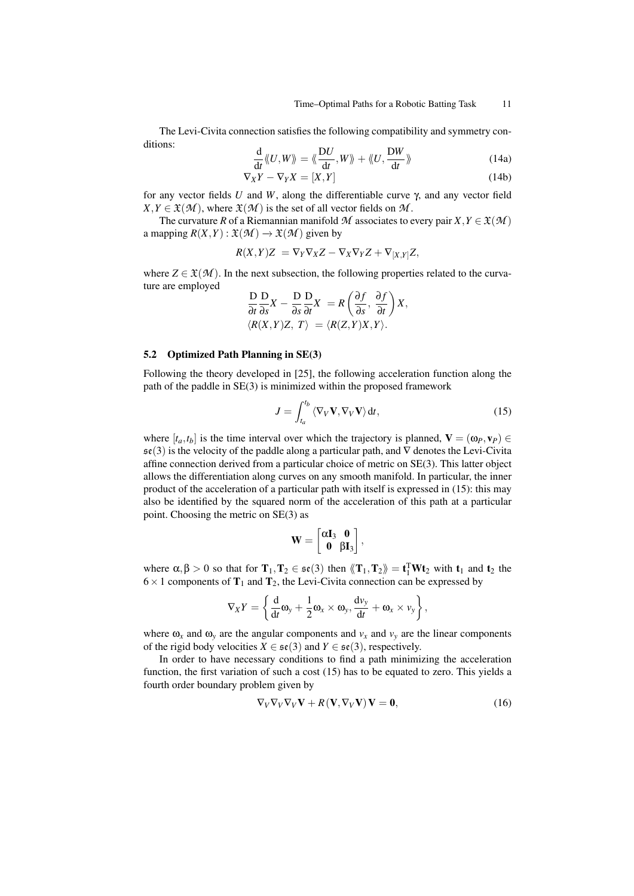The Levi-Civita connection satisfies the following compatibility and symmetry conditions:

$$\frac{\mathrm{d}}{\mathrm{d}t}\langle\!\langle U, W\rangle\!\rangle = \langle\!\langle \frac{\mathrm{D}U}{\mathrm{d}t}, W\rangle\!\rangle + \langle\!\langle U, \frac{\mathrm{D}W}{\mathrm{d}t}\rangle\!\rangle \tag{14a}$$

$$\nabla_X Y - \nabla_Y X = [X,Y] \tag{14b}$$

for any vector fields $U$ and $W$, along the differentiable curve $\gamma$, and any vector field $X, Y \in \mathfrak{X}(\mathcal{M})$, where $\mathfrak{X}(\mathcal{M})$ is the set of all vector fields on $\mathcal{M}$.

The curvature $R$ of a Riemannian manifold $\mathcal{M}$ associates to every pair $X, Y \in \mathfrak{X}(\mathcal{M})$ a mapping $R(X,Y) : \mathfrak{X}(\mathcal{M}) \rightarrow \mathfrak{X}(\mathcal{M})$ given by

$$R(X,Y)Z \; = \nabla_Y \nabla_X Z - \nabla_X \nabla_Y Z + \nabla_{[X,Y]} Z,$$

where $Z \in \mathfrak{X}(\mathcal{M})$. In the next subsection, the following properties related to the curvature are employed

$$\frac{\mathrm{D}}{\partial t}\frac{\mathrm{D}}{\partial s}X - \frac{\mathrm{D}}{\partial s}\frac{\mathrm{D}}{\partial t}X \; = R\left(\frac{\partial f}{\partial s},\, \frac{\partial f}{\partial t}\right)X,$$

$$\langle R(X,Y)Z,\, T\rangle \; = \langle R(Z,Y)X, Y\rangle.$$

### 5.2 Optimized Path Planning in SE(3)

Following the theory developed in [25], the following acceleration function along the path of the paddle in SE(3) is minimized within the proposed framework

$$J = \int_{t_a}^{t_b} \langle \nabla_V \mathbf{V}, \nabla_V \mathbf{V}\rangle \,\mathrm{d}t, \tag{15}$$

where $[t_a, t_b]$ is the time interval over which the trajectory is planned, $\mathbf{V} = (\omega_P, \mathbf{v}_P) \in \mathfrak{se}(3)$ is the velocity of the paddle along a particular path, and $\nabla$ denotes the Levi-Civita affine connection derived from a particular choice of metric on SE(3). This latter object allows the differentiation along curves on any smooth manifold. In particular, the inner product of the acceleration of a particular path with itself is expressed in (15): this may also be identified by the squared norm of the acceleration of this path at a particular point. Choosing the metric on SE(3) as

$$\mathbf{W} = \begin{bmatrix} \alpha \mathbf{I}_3 & \mathbf{0} \\ \mathbf{0} & \beta \mathbf{I}_3 \end{bmatrix},$$

where $\alpha, \beta > 0$ so that for $\mathbf{T}_1, \mathbf{T}_2 \in \mathfrak{se}(3)$ then $\langle\!\langle \mathbf{T}_1, \mathbf{T}_2 \rangle\!\rangle = \mathbf{t}_1^{\mathrm{T}} \mathbf{W} \mathbf{t}_2$ with $\mathbf{t}_1$ and $\mathbf{t}_2$ the $6 \times 1$ components of $\mathbf{T}_1$ and $\mathbf{T}_2$, the Levi-Civita connection can be expressed by

$$\nabla_X Y = \left\{ \frac{\mathrm{d}}{\mathrm{d}t}\omega_y + \frac{1}{2}\omega_x \times \omega_y,\, \frac{\mathrm{d}v_y}{\mathrm{d}t} + \omega_x \times v_y \right\},$$

where $\omega_x$ and $\omega_y$ are the angular components and $v_x$ and $v_y$ are the linear components of the rigid body velocities $X \in \mathfrak{se}(3)$ and $Y \in \mathfrak{se}(3)$, respectively.

In order to have necessary conditions to find a path minimizing the acceleration function, the first variation of such a cost (15) has to be equated to zero. This yields a fourth order boundary problem given by

$$\nabla_V \nabla_V \nabla_V \mathbf{V} + R(\mathbf{V}, \nabla_V \mathbf{V})\mathbf{V} = \mathbf{0}, \tag{16}$$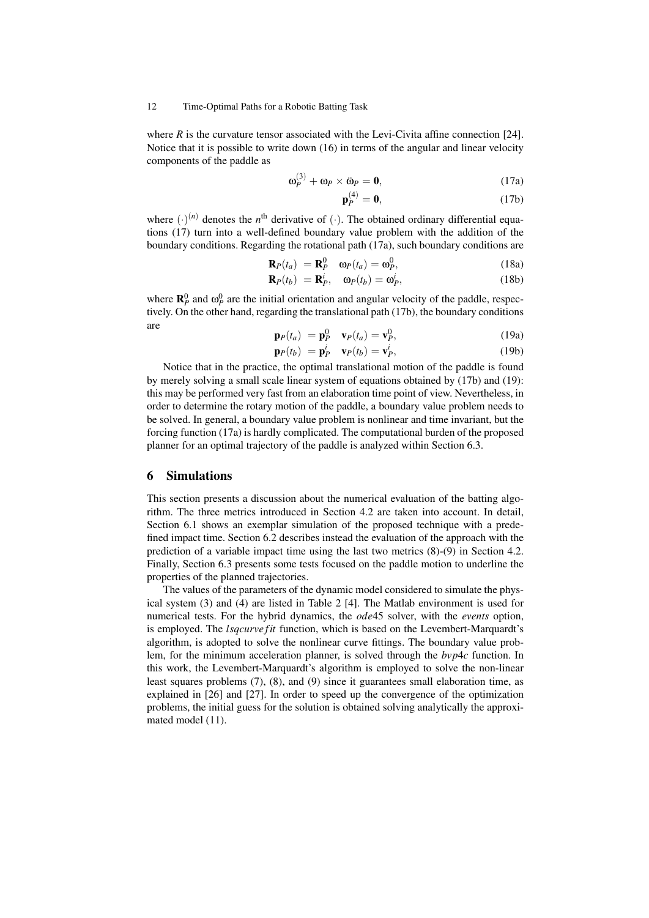where $R$ is the curvature tensor associated with the Levi-Civita affine connection [24]. Notice that it is possible to write down (16) in terms of the angular and linear velocity components of the paddle as

$$\omega_P^{(3)} + \omega_P \times \dot{\omega}_P = \mathbf{0}, \tag{17a}$$

$$\mathbf{p}_P^{(4)} = \mathbf{0}, \tag{17b}$$

where $(\cdot)^{(n)}$ denotes the $n^{\text{th}}$ derivative of $(\cdot)$. The obtained ordinary differential equations (17) turn into a well-defined boundary value problem with the addition of the boundary conditions. Regarding the rotational path (17a), such boundary conditions are

$$\mathbf{R}_P(t_a) = \mathbf{R}_P^0 \quad \omega_P(t_a) = \omega_P^0, \tag{18a}$$

$$\mathbf{R}_P(t_b) = \mathbf{R}_P^i, \quad \omega_P(t_b) = \omega_P^i, \tag{18b}$$

where $\mathbf{R}_P^0$ and $\omega_P^0$ are the initial orientation and angular velocity of the paddle, respectively. On the other hand, regarding the translational path (17b), the boundary conditions are

$$\mathbf{p}_P(t_a) = \mathbf{p}_P^0 \quad \mathbf{v}_P(t_a) = \mathbf{v}_P^0, \tag{19a}$$

$$\mathbf{p}_P(t_b) = \mathbf{p}_P^i \quad \mathbf{v}_P(t_b) = \mathbf{v}_P^i, \tag{19b}$$

Notice that in the practice, the optimal translational motion of the paddle is found by merely solving a small scale linear system of equations obtained by (17b) and (19): this may be performed very fast from an elaboration time point of view. Nevertheless, in order to determine the rotary motion of the paddle, a boundary value problem needs to be solved. In general, a boundary value problem is nonlinear and time invariant, but the forcing function (17a) is hardly complicated. The computational burden of the proposed planner for an optimal trajectory of the paddle is analyzed within Section 6.3.

## 6 Simulations

This section presents a discussion about the numerical evaluation of the batting algorithm. The three metrics introduced in Section 4.2 are taken into account. In detail, Section 6.1 shows an exemplar simulation of the proposed technique with a predefined impact time. Section 6.2 describes instead the evaluation of the approach with the prediction of a variable impact time using the last two metrics (8)-(9) in Section 4.2. Finally, Section 6.3 presents some tests focused on the paddle motion to underline the properties of the planned trajectories.

The values of the parameters of the dynamic model considered to simulate the physical system (3) and (4) are listed in Table 2 [4]. The Matlab environment is used for numerical tests. For the hybrid dynamics, the *ode*45 solver, with the *events* option, is employed. The *lsqcurvefit* function, which is based on the Levembert-Marquardt's algorithm, is adopted to solve the nonlinear curve fittings. The boundary value problem, for the minimum acceleration planner, is solved through the *bvp*4*c* function. In this work, the Levembert-Marquardt's algorithm is employed to solve the non-linear least squares problems (7), (8), and (9) since it guarantees small elaboration time, as explained in [26] and [27]. In order to speed up the convergence of the optimization problems, the initial guess for the solution is obtained solving analytically the approximated model (11).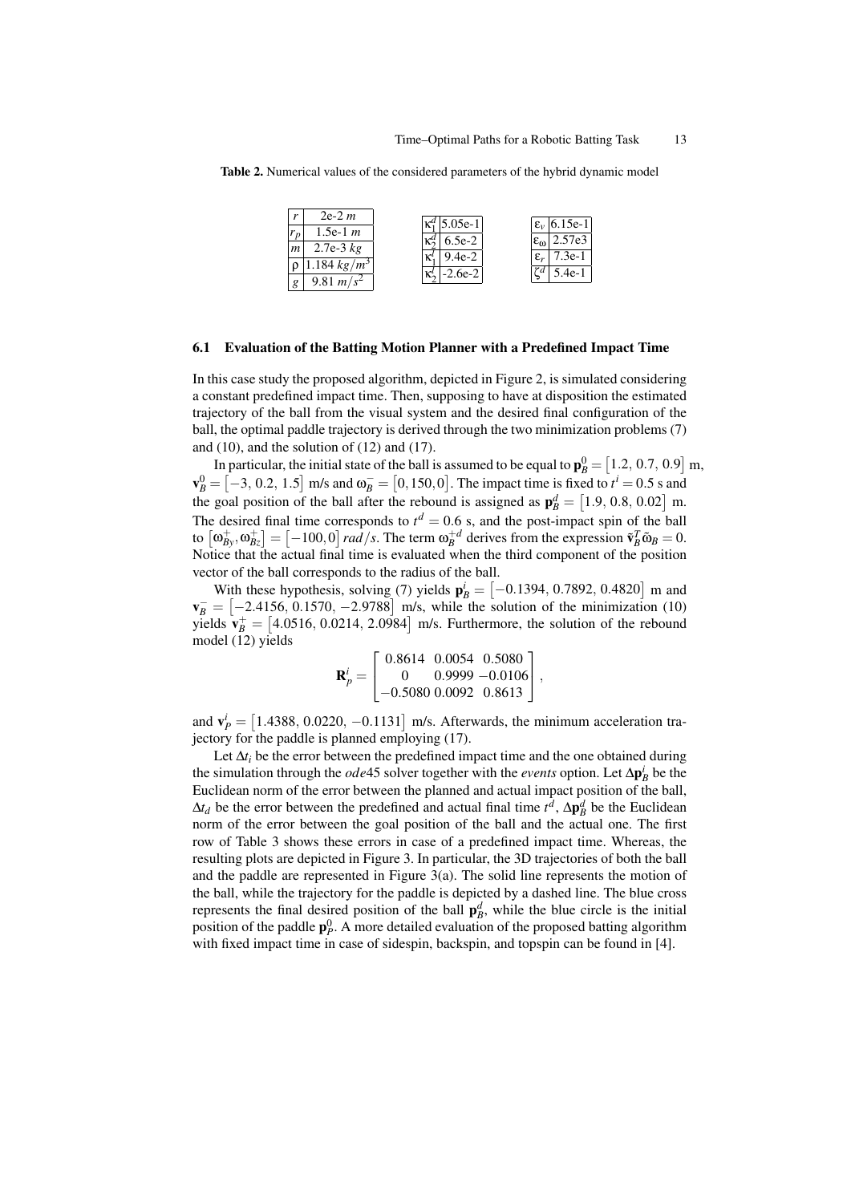**Table 2.** Numerical values of the considered parameters of the hybrid dynamic model

| | |
|---|---|
| $r$ | 2e-2 $m$ |
| $r_p$ | 1.5e-1 $m$ |
| $m$ | 2.7e-3 $kg$ |
| $\rho$ | 1.184 $kg/m^3$ |
| $g$ | 9.81 $m/s^2$ |

| | |
|---|---|
| $\kappa_1^d$ | 5.05e-1 |
| $\kappa_2^d$ | 6.5e-2 |
| $\kappa_1^l$ | 9.4e-2 |
| $\kappa_2^l$ | -2.6e-2 |

| | |
|---|---|
| $\varepsilon_v$ | 6.15e-1 |
| $\varepsilon_\omega$ | 2.57e3 |
| $\varepsilon_r$ | 7.3e-1 |
| $\zeta^d$ | 5.4e-1 |

### 6.1 Evaluation of the Batting Motion Planner with a Predefined Impact Time

In this case study the proposed algorithm, depicted in Figure 2, is simulated considering a constant predefined impact time. Then, supposing to have at disposition the estimated trajectory of the ball from the visual system and the desired final configuration of the ball, the optimal paddle trajectory is derived through the two minimization problems (7) and (10), and the solution of (12) and (17).

In particular, the initial state of the ball is assumed to be equal to $\mathbf{p}_B^0 = \begin{bmatrix}1.2,\ 0.7,\ 0.9\end{bmatrix}$ m, $\mathbf{v}_B^0 = \begin{bmatrix}-3,\ 0.2,\ 1.5\end{bmatrix}$ m/s and $\omega_B^- = \begin{bmatrix}0, 150, 0\end{bmatrix}$. The impact time is fixed to $t^i = 0.5$ s and the goal position of the ball after the rebound is assigned as $\mathbf{p}_B^d = \begin{bmatrix}1.9,\ 0.8,\ 0.02\end{bmatrix}$ m. The desired final time corresponds to $t^d = 0.6$ s, and the post-impact spin of the ball to $\begin{bmatrix}\omega_{By}^+, \omega_{Bz}^+\end{bmatrix} = \begin{bmatrix}-100, 0\end{bmatrix}$ $rad/s$. The term $\omega_B^{+d}$ derives from the expression $\tilde{\mathbf{v}}_B^T \tilde{\omega}_B = 0$. Notice that the actual final time is evaluated when the third component of the position vector of the ball corresponds to the radius of the ball.

With these hypothesis, solving (7) yields $\mathbf{p}_B^i = \begin{bmatrix}-0.1394,\ 0.7892,\ 0.4820\end{bmatrix}$ m and $\mathbf{v}_B^- = \begin{bmatrix}-2.4156,\ 0.1570,\ -2.9788\end{bmatrix}$ m/s, while the solution of the minimization (10) yields $\mathbf{v}_B^+ = \begin{bmatrix}4.0516,\ 0.0214,\ 2.0984\end{bmatrix}$ m/s. Furthermore, the solution of the rebound model (12) yields

$$\mathbf{R}_p^i = \begin{bmatrix} 0.8614 & 0.0054 & 0.5080 \\ 0 & 0.9999 & -0.0106 \\ -0.5080 & 0.0092 & 0.8613 \end{bmatrix},$$

and $\mathbf{v}_P^i = \begin{bmatrix}1.4388,\ 0.0220,\ -0.1131\end{bmatrix}$ m/s. Afterwards, the minimum acceleration trajectory for the paddle is planned employing (17).

Let $\Delta t_i$ be the error between the predefined impact time and the one obtained during the simulation through the *ode*45 solver together with the *events* option. Let $\Delta\mathbf{p}_B^i$ be the Euclidean norm of the error between the planned and actual impact position of the ball, $\Delta t_d$ be the error between the predefined and actual final time $t^d$, $\Delta\mathbf{p}_B^d$ be the Euclidean norm of the error between the goal position of the ball and the actual one. The first row of Table 3 shows these errors in case of a predefined impact time. Whereas, the resulting plots are depicted in Figure 3. In particular, the 3D trajectories of both the ball and the paddle are represented in Figure 3(a). The solid line represents the motion of the ball, while the trajectory for the paddle is depicted by a dashed line. The blue cross represents the final desired position of the ball $\mathbf{p}_B^d$, while the blue circle is the initial position of the paddle $\mathbf{p}_P^0$. A more detailed evaluation of the proposed batting algorithm with fixed impact time in case of sidespin, backspin, and topspin can be found in [4].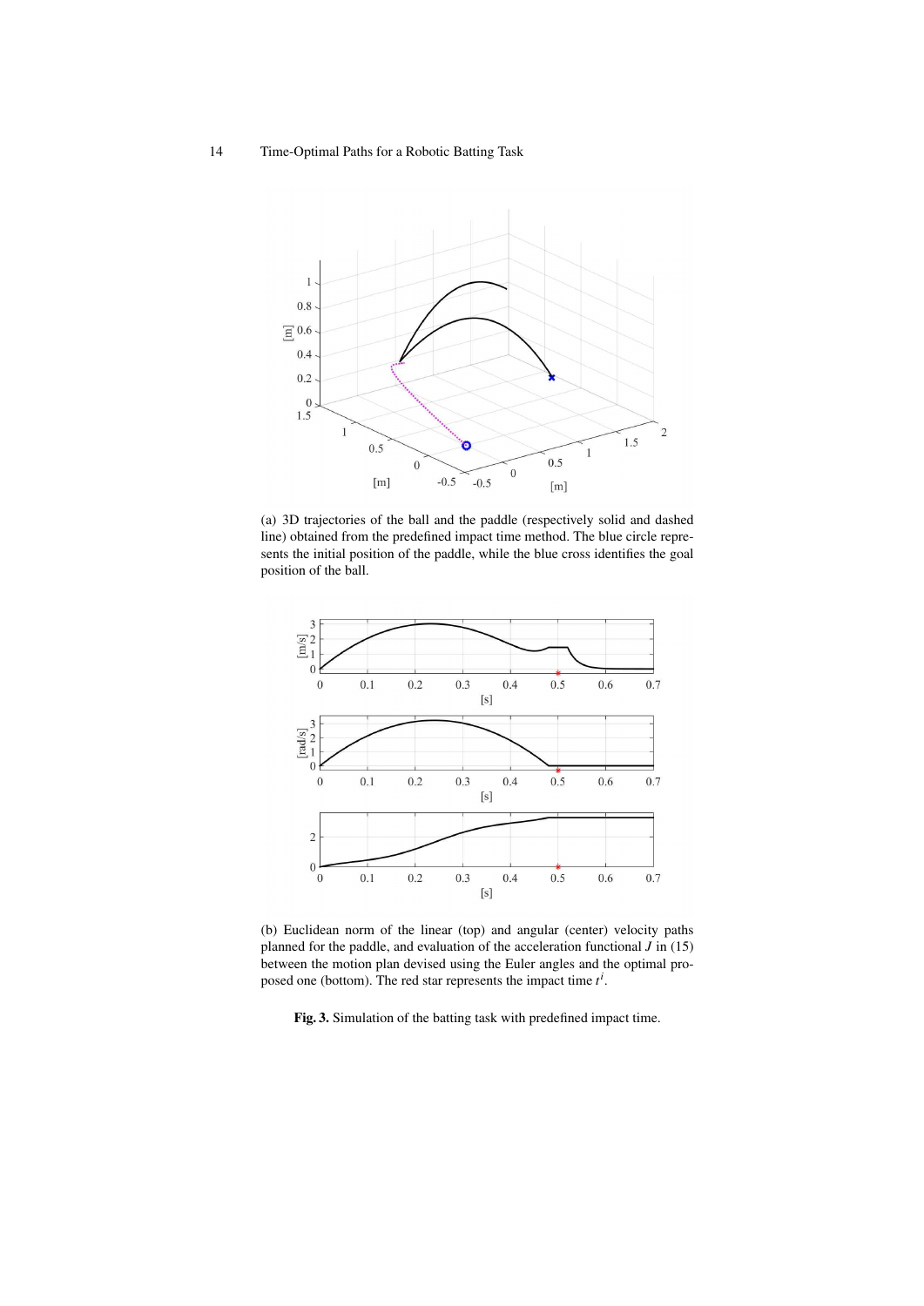(a) 3D trajectories of the ball and the paddle (respectively solid and dashed line) obtained from the predefined impact time method. The blue circle represents the initial position of the paddle, while the blue cross identifies the goal position of the ball.

(b) Euclidean norm of the linear (top) and angular (center) velocity paths planned for the paddle, and evaluation of the acceleration functional $J$ in (15) between the motion plan devised using the Euler angles and the optimal proposed one (bottom). The red star represents the impact time $t^i$.

**Fig. 3.** Simulation of the batting task with predefined impact time.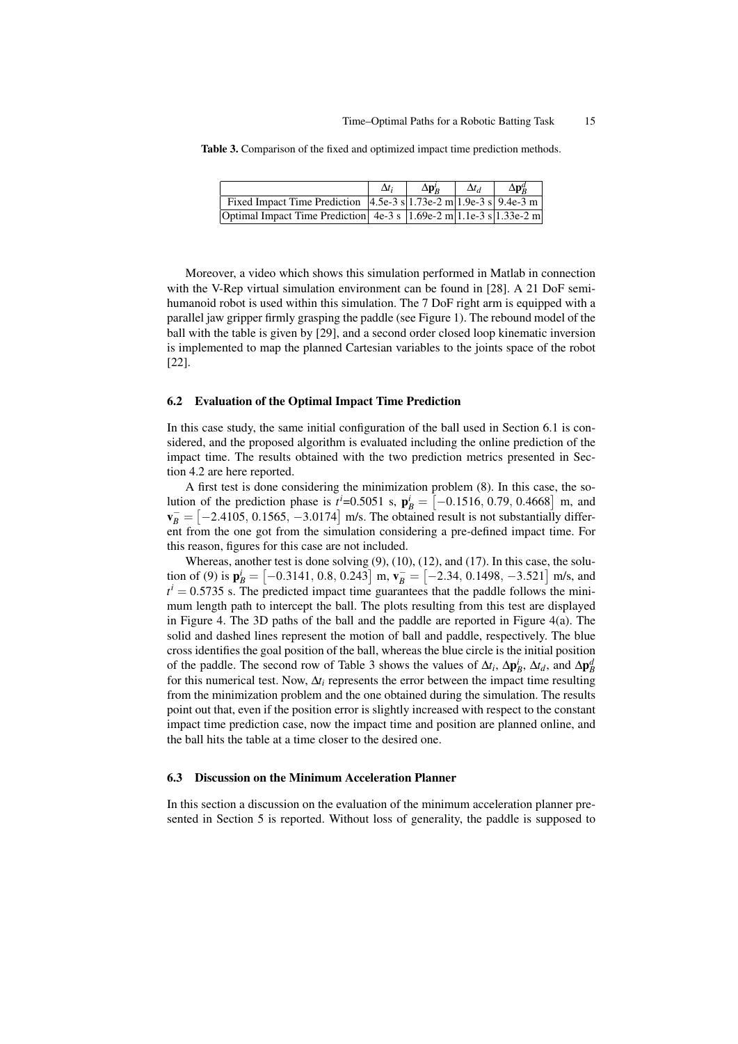**Table 3.** Comparison of the fixed and optimized impact time prediction methods.

| | $\Delta t_i$ | $\Delta \mathbf{p}_B^i$ | $\Delta t_d$ | $\Delta \mathbf{p}_B^d$ |
|---|---|---|---|---|
| Fixed Impact Time Prediction | 4.5e-3 s | 1.73e-2 m | 1.9e-3 s | 9.4e-3 m |
| Optimal Impact Time Prediction | 4e-3 s | 1.69e-2 m | 1.1e-3 s | 1.33e-2 m |

Moreover, a video which shows this simulation performed in Matlab in connection with the V-Rep virtual simulation environment can be found in [28]. A 21 DoF semi-humanoid robot is used within this simulation. The 7 DoF right arm is equipped with a parallel jaw gripper firmly grasping the paddle (see Figure 1). The rebound model of the ball with the table is given by [29], and a second order closed loop kinematic inversion is implemented to map the planned Cartesian variables to the joints space of the robot [22].

### 6.2 Evaluation of the Optimal Impact Time Prediction

In this case study, the same initial configuration of the ball used in Section 6.1 is considered, and the proposed algorithm is evaluated including the online prediction of the impact time. The results obtained with the two prediction metrics presented in Section 4.2 are here reported.

A first test is done considering the minimization problem (8). In this case, the solution of the prediction phase is $t^i$=0.5051 s, $\mathbf{p}_B^i = \begin{bmatrix}-0.1516, \; 0.79, \; 0.4668\end{bmatrix}$ m, and $\mathbf{v}_B^- = \begin{bmatrix}-2.4105, \; 0.1565, \; -3.0174\end{bmatrix}$ m/s. The obtained result is not substantially different from the one got from the simulation considering a pre-defined impact time. For this reason, figures for this case are not included.

Whereas, another test is done solving (9), (10), (12), and (17). In this case, the solution of (9) is $\mathbf{p}_B^i = \begin{bmatrix}-0.3141, \; 0.8, \; 0.243\end{bmatrix}$ m, $\mathbf{v}_B^- = \begin{bmatrix}-2.34, \; 0.1498, \; -3.521\end{bmatrix}$ m/s, and $t^i = 0.5735$ s. The predicted impact time guarantees that the paddle follows the minimum length path to intercept the ball. The plots resulting from this test are displayed in Figure 4. The 3D paths of the ball and the paddle are reported in Figure 4(a). The solid and dashed lines represent the motion of ball and paddle, respectively. The blue cross identifies the goal position of the ball, whereas the blue circle is the initial position of the paddle. The second row of Table 3 shows the values of $\Delta t_i$, $\Delta \mathbf{p}_B^i$, $\Delta t_d$, and $\Delta \mathbf{p}_B^d$ for this numerical test. Now, $\Delta t_i$ represents the error between the impact time resulting from the minimization problem and the one obtained during the simulation. The results point out that, even if the position error is slightly increased with respect to the constant impact time prediction case, now the impact time and position are planned online, and the ball hits the table at a time closer to the desired one.

### 6.3 Discussion on the Minimum Acceleration Planner

In this section a discussion on the evaluation of the minimum acceleration planner presented in Section 5 is reported. Without loss of generality, the paddle is supposed to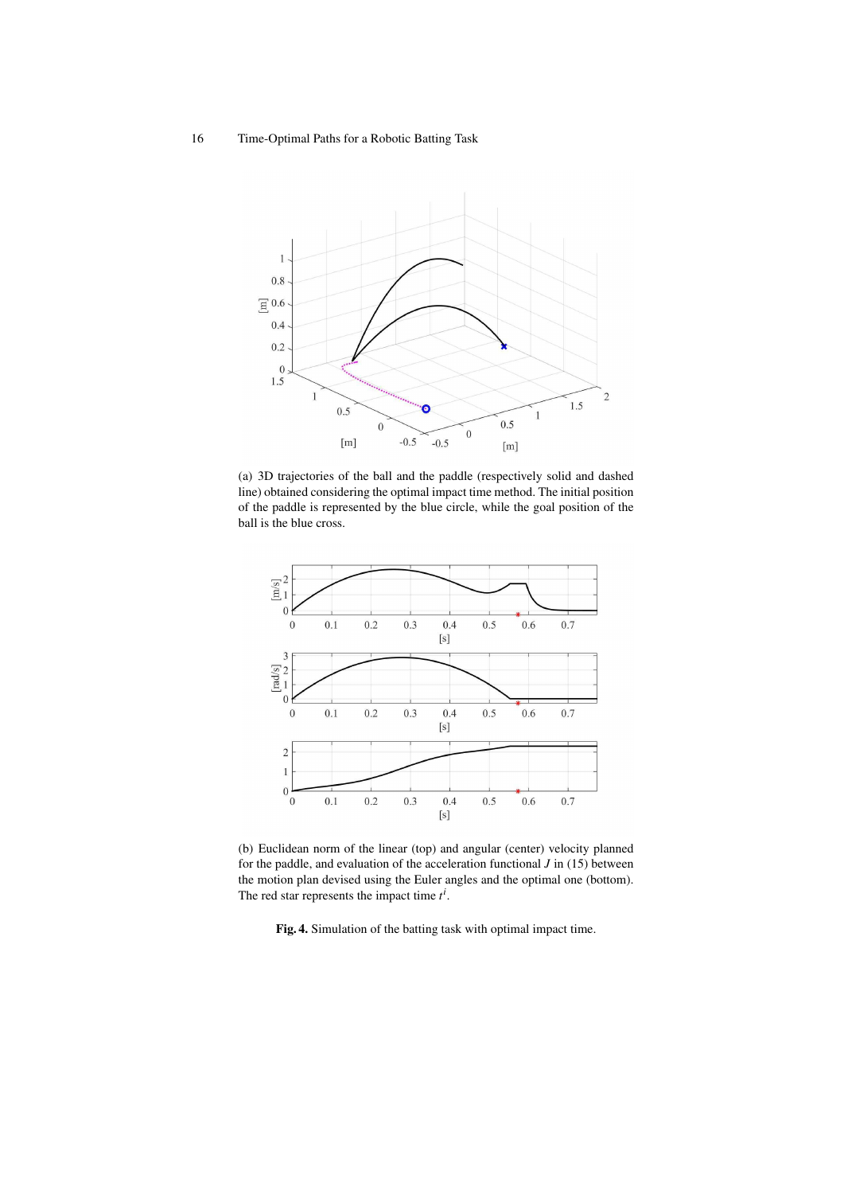(a) 3D trajectories of the ball and the paddle (respectively solid and dashed line) obtained considering the optimal impact time method. The initial position of the paddle is represented by the blue circle, while the goal position of the ball is the blue cross.

(b) Euclidean norm of the linear (top) and angular (center) velocity planned for the paddle, and evaluation of the acceleration functional $J$ in (15) between the motion plan devised using the Euler angles and the optimal one (bottom). The red star represents the impact time $t^i$.

**Fig. 4.** Simulation of the batting task with optimal impact time.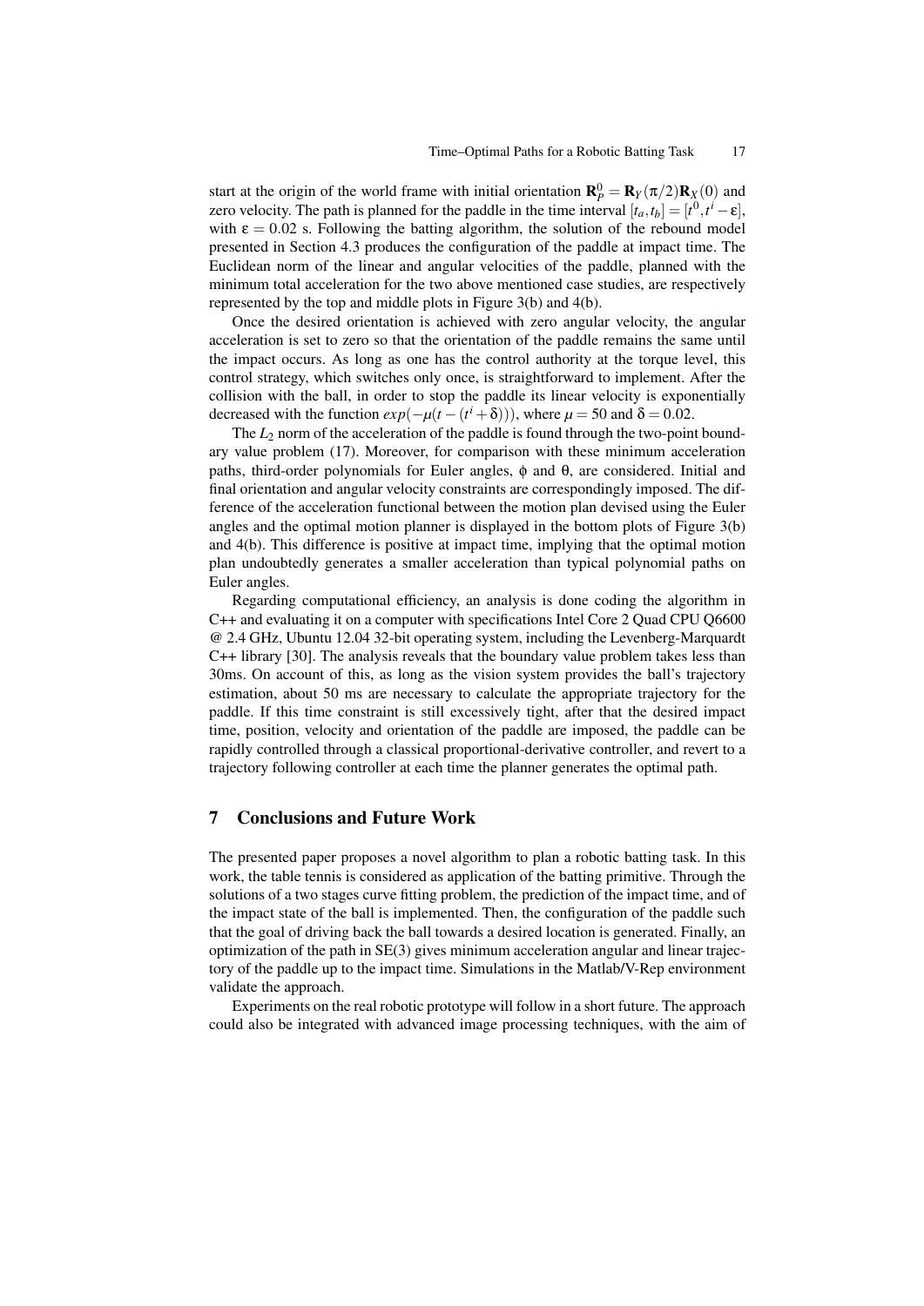start at the origin of the world frame with initial orientation $\mathbf{R}_P^0 = \mathbf{R}_Y(\pi/2)\mathbf{R}_X(0)$ and zero velocity. The path is planned for the paddle in the time interval $[t_a, t_b] = [t^0, t^i - \varepsilon]$, with $\varepsilon = 0.02$ s. Following the batting algorithm, the solution of the rebound model presented in Section 4.3 produces the configuration of the paddle at impact time. The Euclidean norm of the linear and angular velocities of the paddle, planned with the minimum total acceleration for the two above mentioned case studies, are respectively represented by the top and middle plots in Figure 3(b) and 4(b).

Once the desired orientation is achieved with zero angular velocity, the angular acceleration is set to zero so that the orientation of the paddle remains the same until the impact occurs. As long as one has the control authority at the torque level, this control strategy, which switches only once, is straightforward to implement. After the collision with the ball, in order to stop the paddle its linear velocity is exponentially decreased with the function $exp(-\mu(t-(t^i+\delta)))$, where $\mu = 50$ and $\delta = 0.02$.

The $L_2$ norm of the acceleration of the paddle is found through the two-point boundary value problem (17). Moreover, for comparison with these minimum acceleration paths, third-order polynomials for Euler angles, $\phi$ and $\theta$, are considered. Initial and final orientation and angular velocity constraints are correspondingly imposed. The difference of the acceleration functional between the motion plan devised using the Euler angles and the optimal motion planner is displayed in the bottom plots of Figure 3(b) and 4(b). This difference is positive at impact time, implying that the optimal motion plan undoubtedly generates a smaller acceleration than typical polynomial paths on Euler angles.

Regarding computational efficiency, an analysis is done coding the algorithm in C++ and evaluating it on a computer with specifications Intel Core 2 Quad CPU Q6600 @ 2.4 GHz, Ubuntu 12.04 32-bit operating system, including the Levenberg-Marquardt C++ library [30]. The analysis reveals that the boundary value problem takes less than 30ms. On account of this, as long as the vision system provides the ball's trajectory estimation, about 50 ms are necessary to calculate the appropriate trajectory for the paddle. If this time constraint is still excessively tight, after that the desired impact time, position, velocity and orientation of the paddle are imposed, the paddle can be rapidly controlled through a classical proportional-derivative controller, and revert to a trajectory following controller at each time the planner generates the optimal path.

## 7 Conclusions and Future Work

The presented paper proposes a novel algorithm to plan a robotic batting task. In this work, the table tennis is considered as application of the batting primitive. Through the solutions of a two stages curve fitting problem, the prediction of the impact time, and of the impact state of the ball is implemented. Then, the configuration of the paddle such that the goal of driving back the ball towards a desired location is generated. Finally, an optimization of the path in SE(3) gives minimum acceleration angular and linear trajectory of the paddle up to the impact time. Simulations in the Matlab/V-Rep environment validate the approach.

Experiments on the real robotic prototype will follow in a short future. The approach could also be integrated with advanced image processing techniques, with the aim of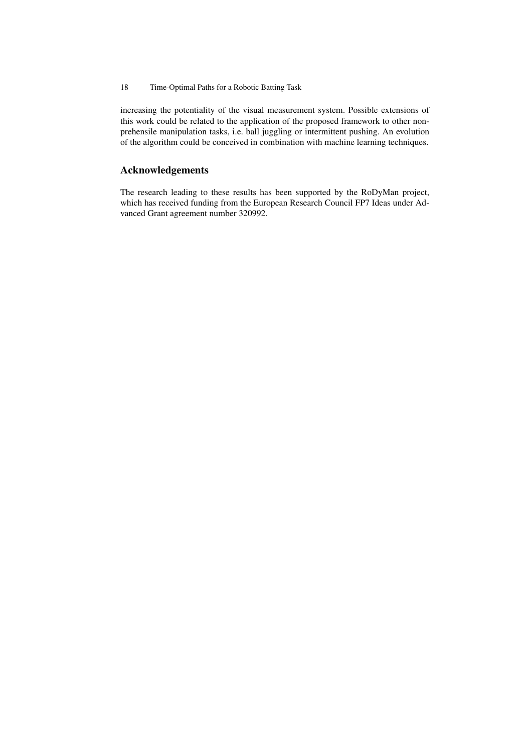increasing the potentiality of the visual measurement system. Possible extensions of this work could be related to the application of the proposed framework to other non-prehensile manipulation tasks, i.e. ball juggling or intermittent pushing. An evolution of the algorithm could be conceived in combination with machine learning techniques.

## Acknowledgements

The research leading to these results has been supported by the RoDyMan project, which has received funding from the European Research Council FP7 Ideas under Advanced Grant agreement number 320992.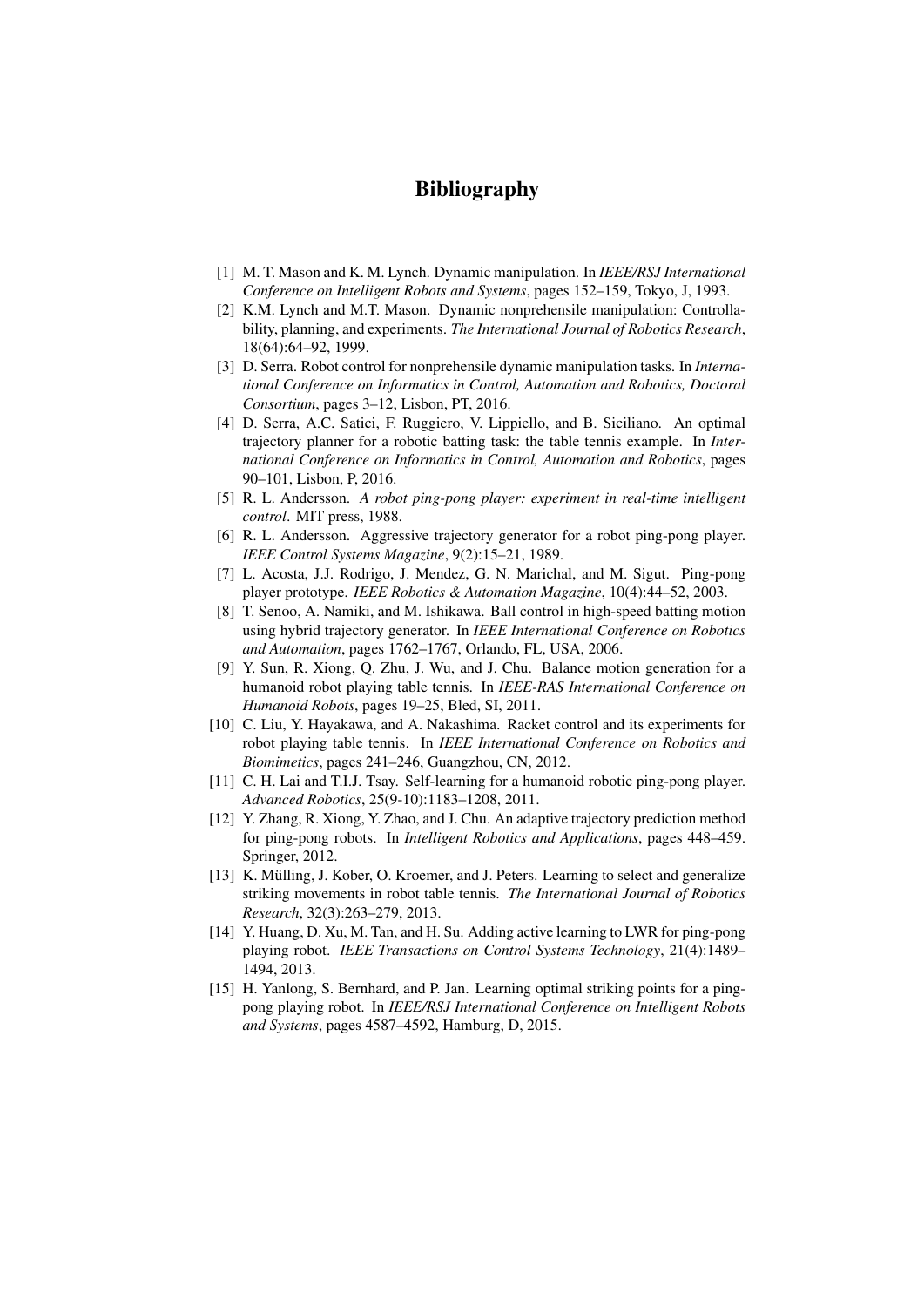# Bibliography

[1] M. T. Mason and K. M. Lynch. Dynamic manipulation. In *IEEE/RSJ International Conference on Intelligent Robots and Systems*, pages 152–159, Tokyo, J, 1993.

[2] K.M. Lynch and M.T. Mason. Dynamic nonprehensile manipulation: Controllability, planning, and experiments. *The International Journal of Robotics Research*, 18(64):64–92, 1999.

[3] D. Serra. Robot control for nonprehensile dynamic manipulation tasks. In *International Conference on Informatics in Control, Automation and Robotics, Doctoral Consortium*, pages 3–12, Lisbon, PT, 2016.

[4] D. Serra, A.C. Satici, F. Ruggiero, V. Lippiello, and B. Siciliano. An optimal trajectory planner for a robotic batting task: the table tennis example. In *International Conference on Informatics in Control, Automation and Robotics*, pages 90–101, Lisbon, P, 2016.

[5] R. L. Andersson. *A robot ping-pong player: experiment in real-time intelligent control*. MIT press, 1988.

[6] R. L. Andersson. Aggressive trajectory generator for a robot ping-pong player. *IEEE Control Systems Magazine*, 9(2):15–21, 1989.

[7] L. Acosta, J.J. Rodrigo, J. Mendez, G. N. Marichal, and M. Sigut. Ping-pong player prototype. *IEEE Robotics & Automation Magazine*, 10(4):44–52, 2003.

[8] T. Senoo, A. Namiki, and M. Ishikawa. Ball control in high-speed batting motion using hybrid trajectory generator. In *IEEE International Conference on Robotics and Automation*, pages 1762–1767, Orlando, FL, USA, 2006.

[9] Y. Sun, R. Xiong, Q. Zhu, J. Wu, and J. Chu. Balance motion generation for a humanoid robot playing table tennis. In *IEEE-RAS International Conference on Humanoid Robots*, pages 19–25, Bled, SI, 2011.

[10] C. Liu, Y. Hayakawa, and A. Nakashima. Racket control and its experiments for robot playing table tennis. In *IEEE International Conference on Robotics and Biomimetics*, pages 241–246, Guangzhou, CN, 2012.

[11] C. H. Lai and T.I.J. Tsay. Self-learning for a humanoid robotic ping-pong player. *Advanced Robotics*, 25(9-10):1183–1208, 2011.

[12] Y. Zhang, R. Xiong, Y. Zhao, and J. Chu. An adaptive trajectory prediction method for ping-pong robots. In *Intelligent Robotics and Applications*, pages 448–459. Springer, 2012.

[13] K. Mülling, J. Kober, O. Kroemer, and J. Peters. Learning to select and generalize striking movements in robot table tennis. *The International Journal of Robotics Research*, 32(3):263–279, 2013.

[14] Y. Huang, D. Xu, M. Tan, and H. Su. Adding active learning to LWR for ping-pong playing robot. *IEEE Transactions on Control Systems Technology*, 21(4):1489–1494, 2013.

[15] H. Yanlong, S. Bernhard, and P. Jan. Learning optimal striking points for a ping-pong playing robot. In *IEEE/RSJ International Conference on Intelligent Robots and Systems*, pages 4587–4592, Hamburg, D, 2015.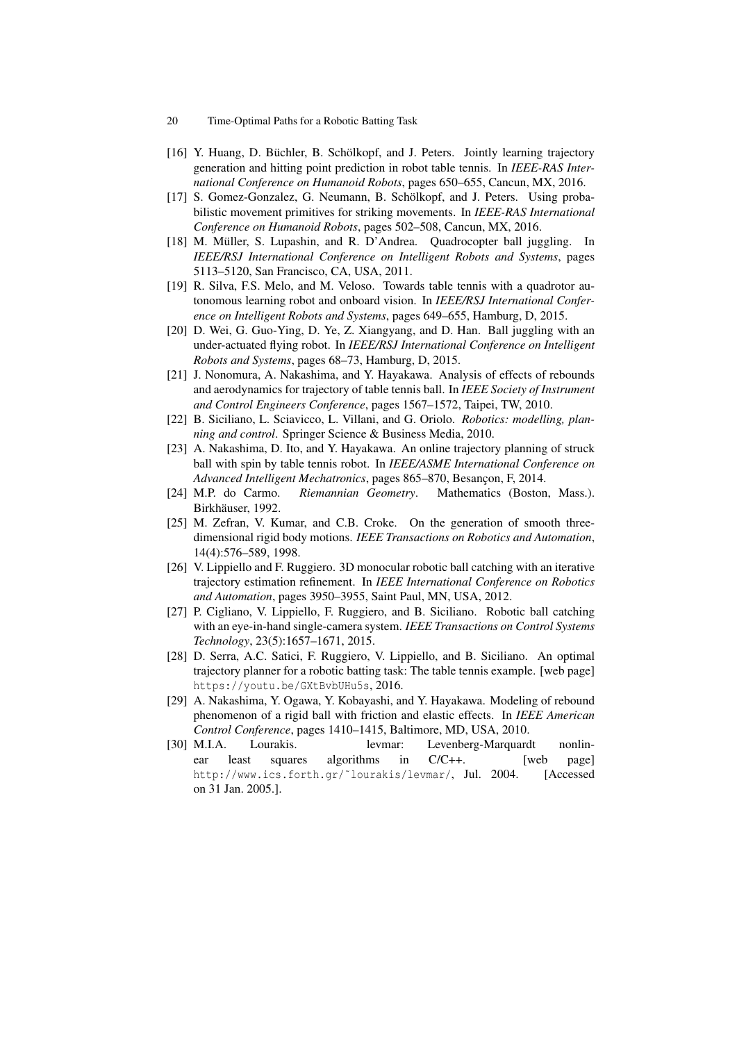[16] Y. Huang, D. Büchler, B. Schölkopf, and J. Peters. Jointly learning trajectory generation and hitting point prediction in robot table tennis. In *IEEE-RAS International Conference on Humanoid Robots*, pages 650–655, Cancun, MX, 2016.

[17] S. Gomez-Gonzalez, G. Neumann, B. Schölkopf, and J. Peters. Using probabilistic movement primitives for striking movements. In *IEEE-RAS International Conference on Humanoid Robots*, pages 502–508, Cancun, MX, 2016.

[18] M. Müller, S. Lupashin, and R. D'Andrea. Quadrocopter ball juggling. In *IEEE/RSJ International Conference on Intelligent Robots and Systems*, pages 5113–5120, San Francisco, CA, USA, 2011.

[19] R. Silva, F.S. Melo, and M. Veloso. Towards table tennis with a quadrotor autonomous learning robot and onboard vision. In *IEEE/RSJ International Conference on Intelligent Robots and Systems*, pages 649–655, Hamburg, D, 2015.

[20] D. Wei, G. Guo-Ying, D. Ye, Z. Xiangyang, and D. Han. Ball juggling with an under-actuated flying robot. In *IEEE/RSJ International Conference on Intelligent Robots and Systems*, pages 68–73, Hamburg, D, 2015.

[21] J. Nonomura, A. Nakashima, and Y. Hayakawa. Analysis of effects of rebounds and aerodynamics for trajectory of table tennis ball. In *IEEE Society of Instrument and Control Engineers Conference*, pages 1567–1572, Taipei, TW, 2010.

[22] B. Siciliano, L. Sciavicco, L. Villani, and G. Oriolo. *Robotics: modelling, planning and control*. Springer Science & Business Media, 2010.

[23] A. Nakashima, D. Ito, and Y. Hayakawa. An online trajectory planning of struck ball with spin by table tennis robot. In *IEEE/ASME International Conference on Advanced Intelligent Mechatronics*, pages 865–870, Besançon, F, 2014.

[24] M.P. do Carmo. *Riemannian Geometry*. Mathematics (Boston, Mass.). Birkhäuser, 1992.

[25] M. Zefran, V. Kumar, and C.B. Croke. On the generation of smooth three-dimensional rigid body motions. *IEEE Transactions on Robotics and Automation*, 14(4):576–589, 1998.

[26] V. Lippiello and F. Ruggiero. 3D monocular robotic ball catching with an iterative trajectory estimation refinement. In *IEEE International Conference on Robotics and Automation*, pages 3950–3955, Saint Paul, MN, USA, 2012.

[27] P. Cigliano, V. Lippiello, F. Ruggiero, and B. Siciliano. Robotic ball catching with an eye-in-hand single-camera system. *IEEE Transactions on Control Systems Technology*, 23(5):1657–1671, 2015.

[28] D. Serra, A.C. Satici, F. Ruggiero, V. Lippiello, and B. Siciliano. An optimal trajectory planner for a robotic batting task: The table tennis example. [web page] https://youtu.be/GXtBvbUHu5s, 2016.

[29] A. Nakashima, Y. Ogawa, Y. Kobayashi, and Y. Hayakawa. Modeling of rebound phenomenon of a rigid ball with friction and elastic effects. In *IEEE American Control Conference*, pages 1410–1415, Baltimore, MD, USA, 2010.

[30] M.I.A. Lourakis. levmar: Levenberg-Marquardt nonlinear least squares algorithms in C/C++. [web page] http://www.ics.forth.gr/~lourakis/levmar/, Jul. 2004. [Accessed on 31 Jan. 2005.].